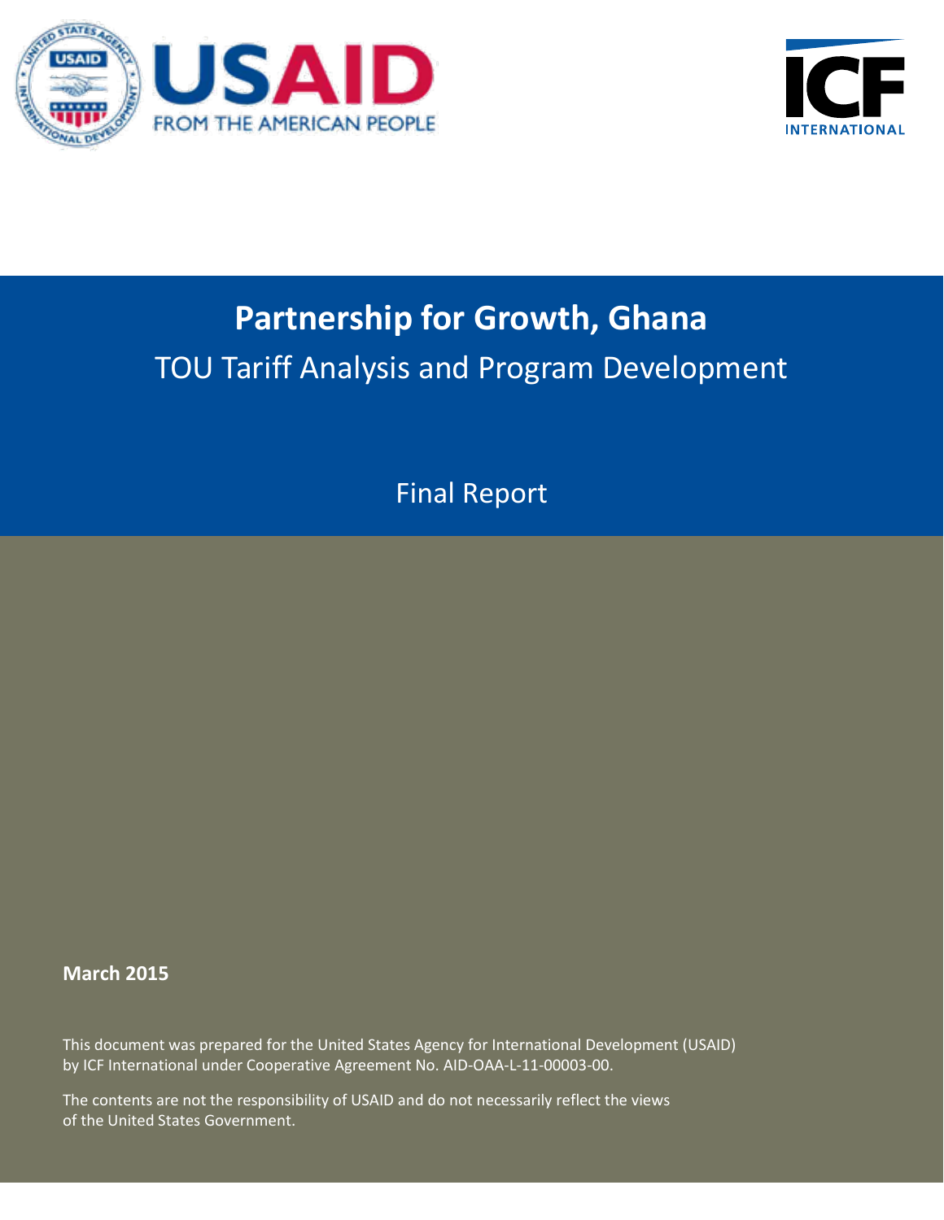USAID
FROM THE AMERICAN PEOPLE

ICF INTERNATIONAL

# Partnership for Growth, Ghana

## TOU Tariff Analysis and Program Development

Final Report

**March 2015**

This document was prepared for the United States Agency for International Development (USAID) by ICF International under Cooperative Agreement No. AID-OAA-L-11-00003-00.

The contents are not the responsibility of USAID and do not necessarily reflect the views of the United States Government.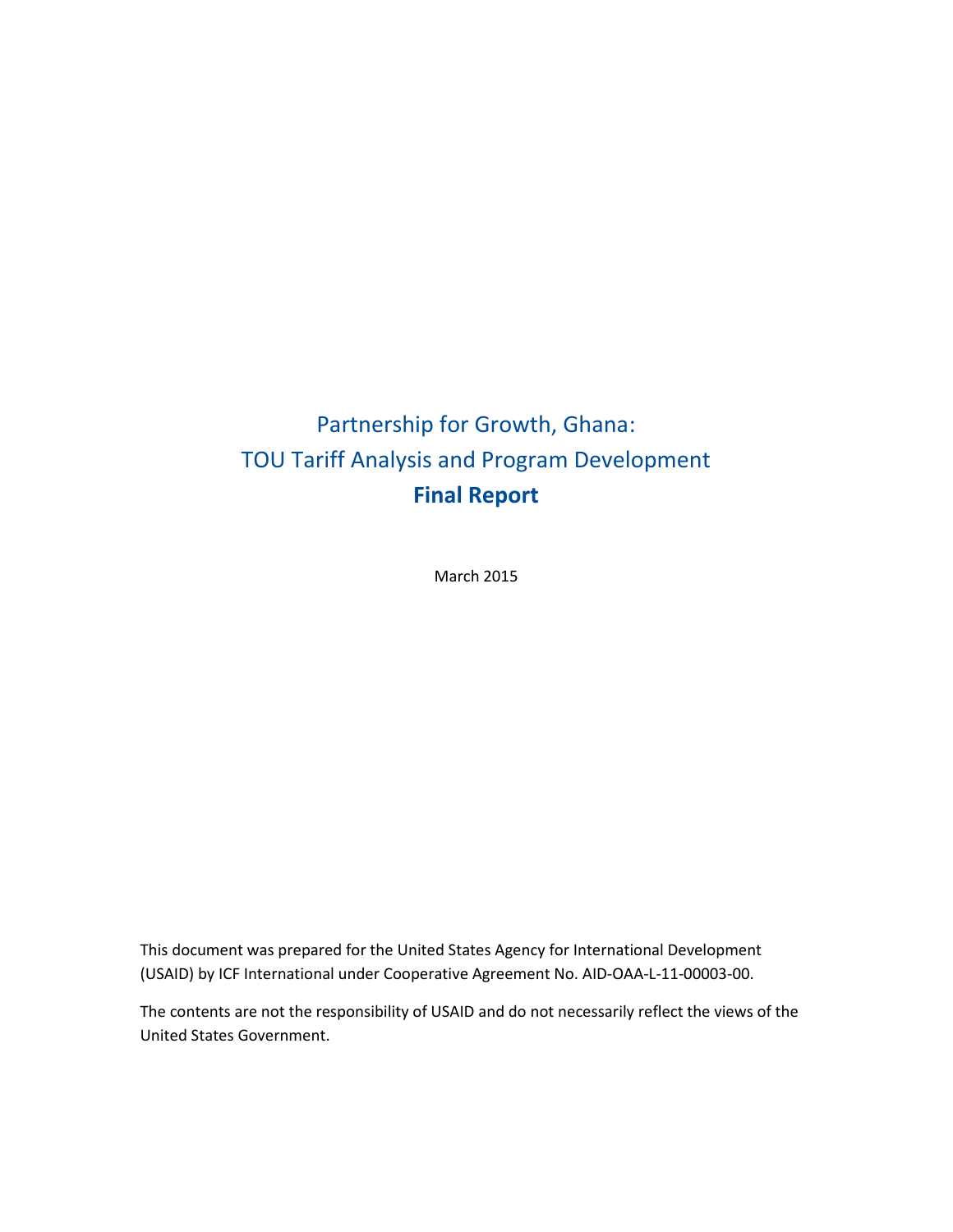# Partnership for Growth, Ghana:
# TOU Tariff Analysis and Program Development
# **Final Report**

March 2015

This document was prepared for the United States Agency for International Development (USAID) by ICF International under Cooperative Agreement No. AID-OAA-L-11-00003-00.

The contents are not the responsibility of USAID and do not necessarily reflect the views of the United States Government.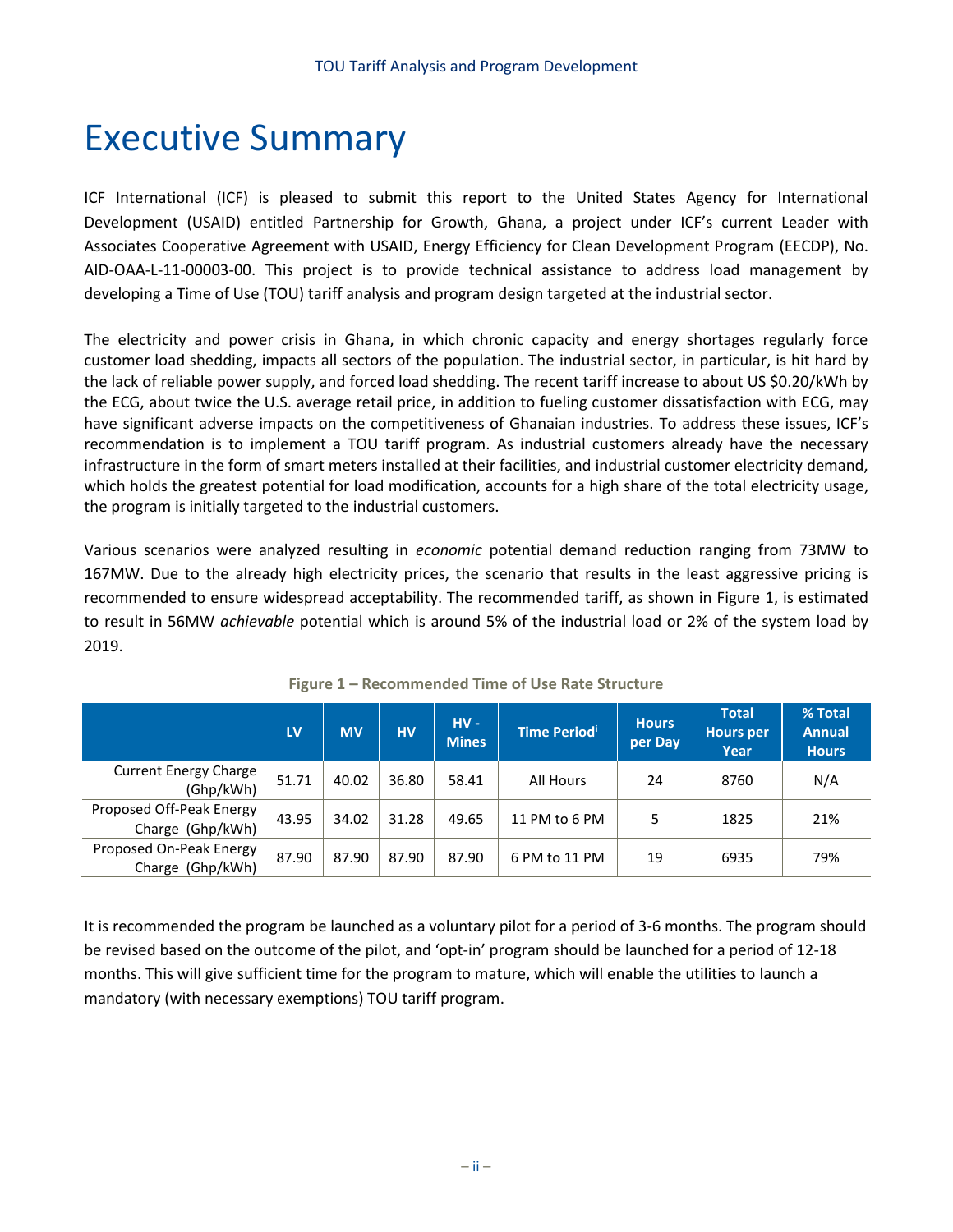# Executive Summary

ICF International (ICF) is pleased to submit this report to the United States Agency for International Development (USAID) entitled Partnership for Growth, Ghana, a project under ICF's current Leader with Associates Cooperative Agreement with USAID, Energy Efficiency for Clean Development Program (EECDP), No. AID-OAA-L-11-00003-00. This project is to provide technical assistance to address load management by developing a Time of Use (TOU) tariff analysis and program design targeted at the industrial sector.

The electricity and power crisis in Ghana, in which chronic capacity and energy shortages regularly force customer load shedding, impacts all sectors of the population. The industrial sector, in particular, is hit hard by the lack of reliable power supply, and forced load shedding. The recent tariff increase to about US $0.20/kWh by the ECG, about twice the U.S. average retail price, in addition to fueling customer dissatisfaction with ECG, may have significant adverse impacts on the competitiveness of Ghanaian industries. To address these issues, ICF's recommendation is to implement a TOU tariff program. As industrial customers already have the necessary infrastructure in the form of smart meters installed at their facilities, and industrial customer electricity demand, which holds the greatest potential for load modification, accounts for a high share of the total electricity usage, the program is initially targeted to the industrial customers.

Various scenarios were analyzed resulting in *economic* potential demand reduction ranging from 73MW to 167MW. Due to the already high electricity prices, the scenario that results in the least aggressive pricing is recommended to ensure widespread acceptability. The recommended tariff, as shown in Figure 1, is estimated to result in 56MW *achievable* potential which is around 5% of the industrial load or 2% of the system load by 2019.

**Figure 1 – Recommended Time of Use Rate Structure**

| | LV | MV | HV | HV - Mines | Time Period[i] | Hours per Day | Total Hours per Year | % Total Annual Hours |
|---|---|---|---|---|---|---|---|---|
| Current Energy Charge (Ghp/kWh) | 51.71 | 40.02 | 36.80 | 58.41 | All Hours | 24 | 8760 | N/A |
| Proposed Off-Peak Energy Charge (Ghp/kWh) | 43.95 | 34.02 | 31.28 | 49.65 | 11 PM to 6 PM | 5 | 1825 | 21% |
| Proposed On-Peak Energy Charge (Ghp/kWh) | 87.90 | 87.90 | 87.90 | 87.90 | 6 PM to 11 PM | 19 | 6935 | 79% |

It is recommended the program be launched as a voluntary pilot for a period of 3-6 months. The program should be revised based on the outcome of the pilot, and 'opt-in' program should be launched for a period of 12-18 months. This will give sufficient time for the program to mature, which will enable the utilities to launch a mandatory (with necessary exemptions) TOU tariff program.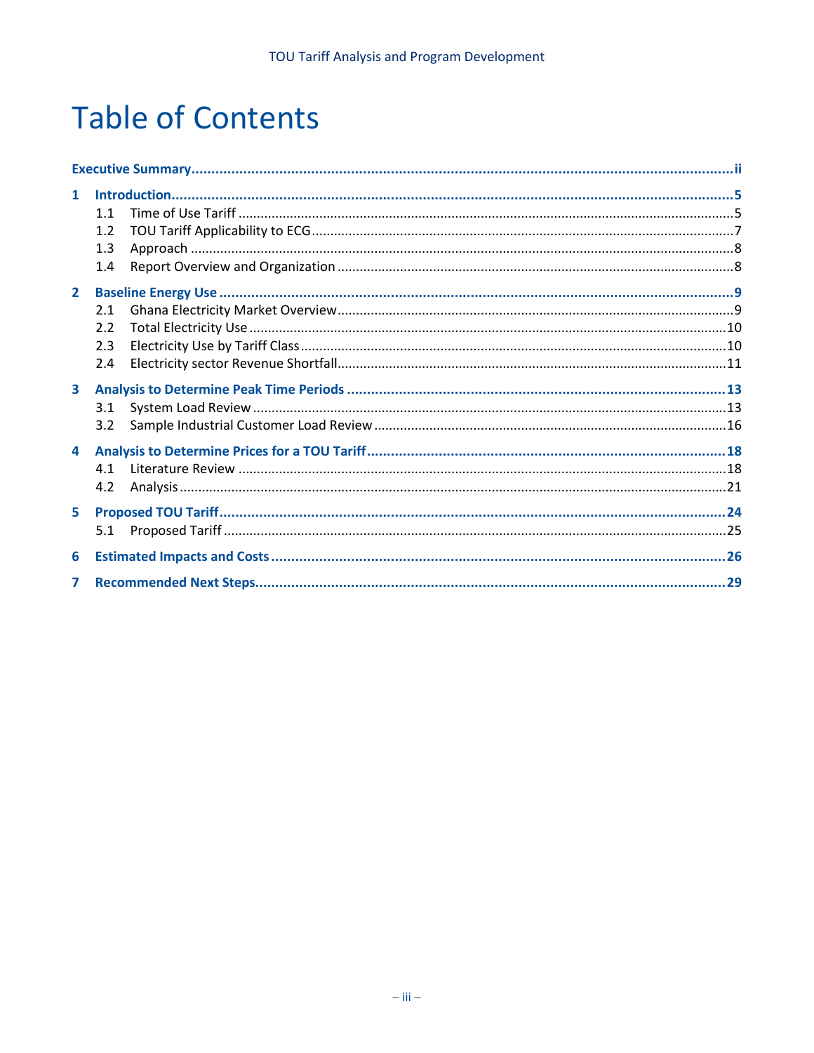# Table of Contents

**Executive Summary** ..... ii

**1 Introduction** ..... 5
- 1.1 Time of Use Tariff ..... 5
- 1.2 TOU Tariff Applicability to ECG ..... 7
- 1.3 Approach ..... 8
- 1.4 Report Overview and Organization ..... 8

**2 Baseline Energy Use** ..... 9
- 2.1 Ghana Electricity Market Overview ..... 9
- 2.2 Total Electricity Use ..... 10
- 2.3 Electricity Use by Tariff Class ..... 10
- 2.4 Electricity sector Revenue Shortfall ..... 11

**3 Analysis to Determine Peak Time Periods** ..... 13
- 3.1 System Load Review ..... 13
- 3.2 Sample Industrial Customer Load Review ..... 16

**4 Analysis to Determine Prices for a TOU Tariff** ..... 18
- 4.1 Literature Review ..... 18
- 4.2 Analysis ..... 21

**5 Proposed TOU Tariff** ..... 24
- 5.1 Proposed Tariff ..... 25

**6 Estimated Impacts and Costs** ..... 26

**7 Recommended Next Steps** ..... 29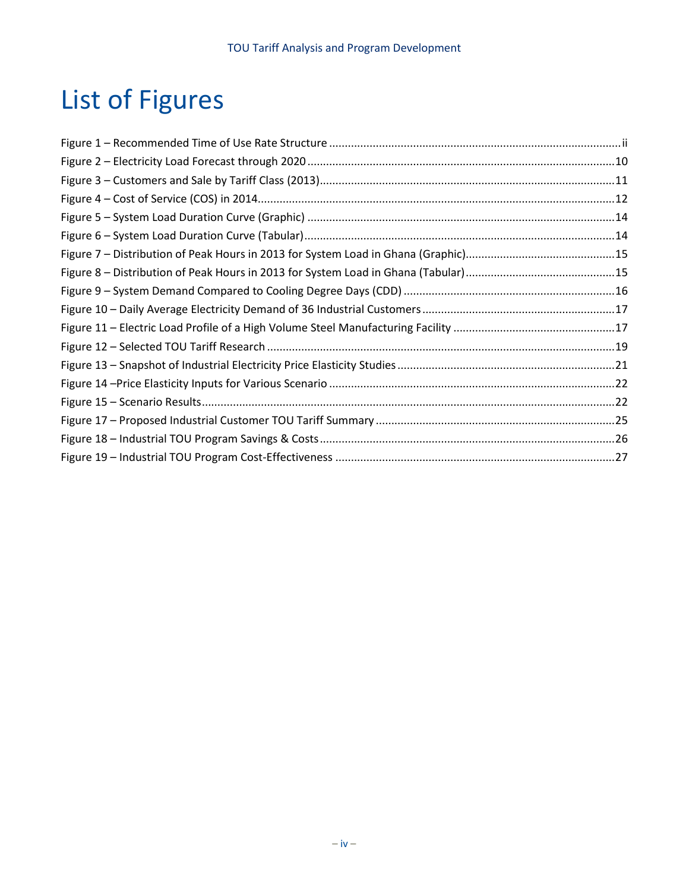# List of Figures

Figure 1 – Recommended Time of Use Rate Structure ....... ii
Figure 2 – Electricity Load Forecast through 2020 ....... 10
Figure 3 – Customers and Sale by Tariff Class (2013) ....... 11
Figure 4 – Cost of Service (COS) in 2014 ....... 12
Figure 5 – System Load Duration Curve (Graphic) ....... 14
Figure 6 – System Load Duration Curve (Tabular) ....... 14
Figure 7 – Distribution of Peak Hours in 2013 for System Load in Ghana (Graphic) ....... 15
Figure 8 – Distribution of Peak Hours in 2013 for System Load in Ghana (Tabular) ....... 15
Figure 9 – System Demand Compared to Cooling Degree Days (CDD) ....... 16
Figure 10 – Daily Average Electricity Demand of 36 Industrial Customers ....... 17
Figure 11 – Electric Load Profile of a High Volume Steel Manufacturing Facility ....... 17
Figure 12 – Selected TOU Tariff Research ....... 19
Figure 13 – Snapshot of Industrial Electricity Price Elasticity Studies ....... 21
Figure 14 –Price Elasticity Inputs for Various Scenario ....... 22
Figure 15 – Scenario Results ....... 22
Figure 17 – Proposed Industrial Customer TOU Tariff Summary ....... 25
Figure 18 – Industrial TOU Program Savings & Costs ....... 26
Figure 19 – Industrial TOU Program Cost-Effectiveness ....... 27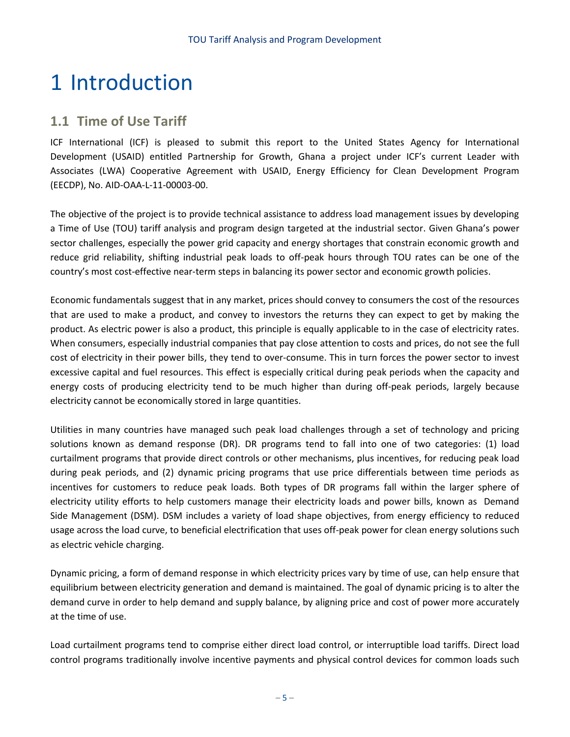# 1 Introduction

## 1.1 Time of Use Tariff

ICF International (ICF) is pleased to submit this report to the United States Agency for International Development (USAID) entitled Partnership for Growth, Ghana a project under ICF's current Leader with Associates (LWA) Cooperative Agreement with USAID, Energy Efficiency for Clean Development Program (EECDP), No. AID-OAA-L-11-00003-00.

The objective of the project is to provide technical assistance to address load management issues by developing a Time of Use (TOU) tariff analysis and program design targeted at the industrial sector. Given Ghana's power sector challenges, especially the power grid capacity and energy shortages that constrain economic growth and reduce grid reliability, shifting industrial peak loads to off-peak hours through TOU rates can be one of the country's most cost-effective near-term steps in balancing its power sector and economic growth policies.

Economic fundamentals suggest that in any market, prices should convey to consumers the cost of the resources that are used to make a product, and convey to investors the returns they can expect to get by making the product. As electric power is also a product, this principle is equally applicable to in the case of electricity rates. When consumers, especially industrial companies that pay close attention to costs and prices, do not see the full cost of electricity in their power bills, they tend to over-consume. This in turn forces the power sector to invest excessive capital and fuel resources. This effect is especially critical during peak periods when the capacity and energy costs of producing electricity tend to be much higher than during off-peak periods, largely because electricity cannot be economically stored in large quantities.

Utilities in many countries have managed such peak load challenges through a set of technology and pricing solutions known as demand response (DR). DR programs tend to fall into one of two categories: (1) load curtailment programs that provide direct controls or other mechanisms, plus incentives, for reducing peak load during peak periods, and (2) dynamic pricing programs that use price differentials between time periods as incentives for customers to reduce peak loads. Both types of DR programs fall within the larger sphere of electricity utility efforts to help customers manage their electricity loads and power bills, known as Demand Side Management (DSM). DSM includes a variety of load shape objectives, from energy efficiency to reduced usage across the load curve, to beneficial electrification that uses off-peak power for clean energy solutions such as electric vehicle charging.

Dynamic pricing, a form of demand response in which electricity prices vary by time of use, can help ensure that equilibrium between electricity generation and demand is maintained. The goal of dynamic pricing is to alter the demand curve in order to help demand and supply balance, by aligning price and cost of power more accurately at the time of use.

Load curtailment programs tend to comprise either direct load control, or interruptible load tariffs. Direct load control programs traditionally involve incentive payments and physical control devices for common loads such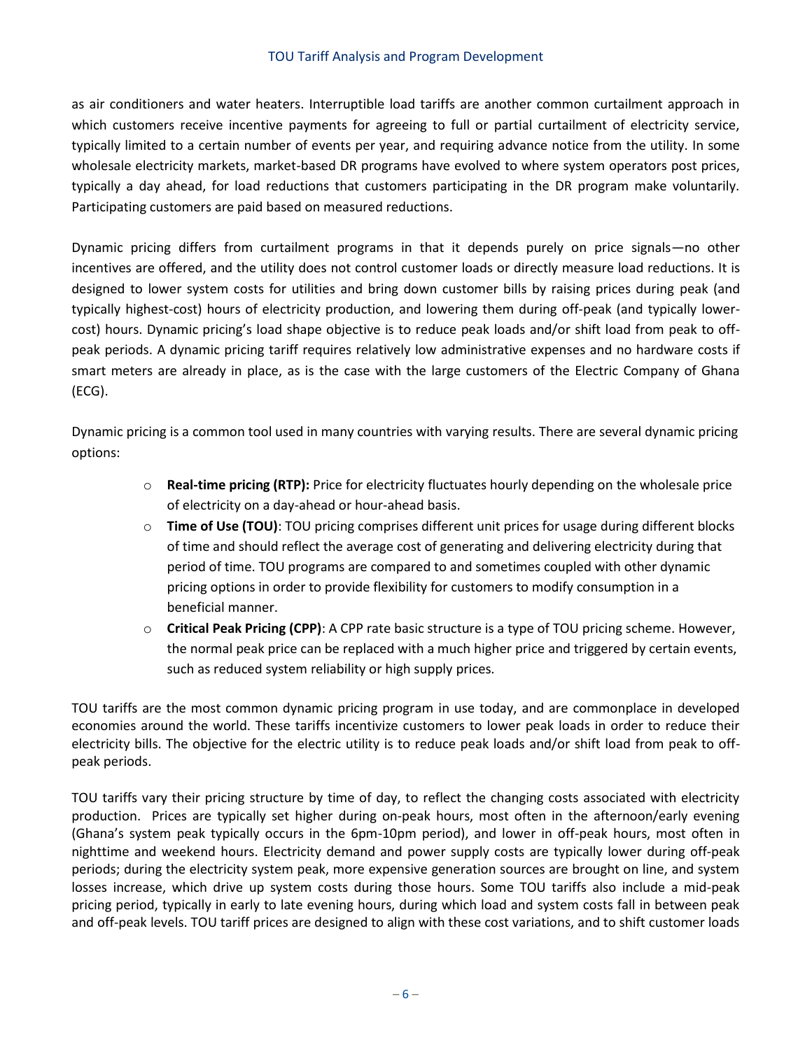as air conditioners and water heaters. Interruptible load tariffs are another common curtailment approach in which customers receive incentive payments for agreeing to full or partial curtailment of electricity service, typically limited to a certain number of events per year, and requiring advance notice from the utility. In some wholesale electricity markets, market-based DR programs have evolved to where system operators post prices, typically a day ahead, for load reductions that customers participating in the DR program make voluntarily. Participating customers are paid based on measured reductions.

Dynamic pricing differs from curtailment programs in that it depends purely on price signals—no other incentives are offered, and the utility does not control customer loads or directly measure load reductions. It is designed to lower system costs for utilities and bring down customer bills by raising prices during peak (and typically highest-cost) hours of electricity production, and lowering them during off-peak (and typically lower-cost) hours. Dynamic pricing's load shape objective is to reduce peak loads and/or shift load from peak to off-peak periods. A dynamic pricing tariff requires relatively low administrative expenses and no hardware costs if smart meters are already in place, as is the case with the large customers of the Electric Company of Ghana (ECG).

Dynamic pricing is a common tool used in many countries with varying results. There are several dynamic pricing options:

- **Real-time pricing (RTP):** Price for electricity fluctuates hourly depending on the wholesale price of electricity on a day-ahead or hour-ahead basis.
- **Time of Use (TOU)**: TOU pricing comprises different unit prices for usage during different blocks of time and should reflect the average cost of generating and delivering electricity during that period of time. TOU programs are compared to and sometimes coupled with other dynamic pricing options in order to provide flexibility for customers to modify consumption in a beneficial manner.
- **Critical Peak Pricing (CPP)**: A CPP rate basic structure is a type of TOU pricing scheme. However, the normal peak price can be replaced with a much higher price and triggered by certain events, such as reduced system reliability or high supply prices.

TOU tariffs are the most common dynamic pricing program in use today, and are commonplace in developed economies around the world. These tariffs incentivize customers to lower peak loads in order to reduce their electricity bills. The objective for the electric utility is to reduce peak loads and/or shift load from peak to off-peak periods.

TOU tariffs vary their pricing structure by time of day, to reflect the changing costs associated with electricity production. Prices are typically set higher during on-peak hours, most often in the afternoon/early evening (Ghana's system peak typically occurs in the 6pm-10pm period), and lower in off-peak hours, most often in nighttime and weekend hours. Electricity demand and power supply costs are typically lower during off-peak periods; during the electricity system peak, more expensive generation sources are brought on line, and system losses increase, which drive up system costs during those hours. Some TOU tariffs also include a mid-peak pricing period, typically in early to late evening hours, during which load and system costs fall in between peak and off-peak levels. TOU tariff prices are designed to align with these cost variations, and to shift customer loads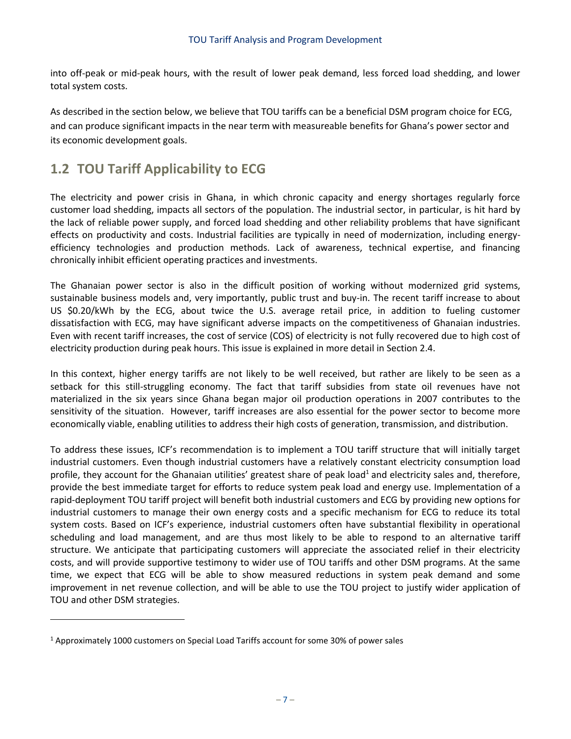into off-peak or mid-peak hours, with the result of lower peak demand, less forced load shedding, and lower total system costs.

As described in the section below, we believe that TOU tariffs can be a beneficial DSM program choice for ECG, and can produce significant impacts in the near term with measureable benefits for Ghana's power sector and its economic development goals.

## 1.2 TOU Tariff Applicability to ECG

The electricity and power crisis in Ghana, in which chronic capacity and energy shortages regularly force customer load shedding, impacts all sectors of the population. The industrial sector, in particular, is hit hard by the lack of reliable power supply, and forced load shedding and other reliability problems that have significant effects on productivity and costs. Industrial facilities are typically in need of modernization, including energy-efficiency technologies and production methods. Lack of awareness, technical expertise, and financing chronically inhibit efficient operating practices and investments.

The Ghanaian power sector is also in the difficult position of working without modernized grid systems, sustainable business models and, very importantly, public trust and buy-in. The recent tariff increase to about US $0.20/kWh by the ECG, about twice the U.S. average retail price, in addition to fueling customer dissatisfaction with ECG, may have significant adverse impacts on the competitiveness of Ghanaian industries. Even with recent tariff increases, the cost of service (COS) of electricity is not fully recovered due to high cost of electricity production during peak hours. This issue is explained in more detail in Section 2.4.

In this context, higher energy tariffs are not likely to be well received, but rather are likely to be seen as a setback for this still-struggling economy. The fact that tariff subsidies from state oil revenues have not materialized in the six years since Ghana began major oil production operations in 2007 contributes to the sensitivity of the situation. However, tariff increases are also essential for the power sector to become more economically viable, enabling utilities to address their high costs of generation, transmission, and distribution.

To address these issues, ICF's recommendation is to implement a TOU tariff structure that will initially target industrial customers. Even though industrial customers have a relatively constant electricity consumption load profile, they account for the Ghanaian utilities' greatest share of peak load[1] and electricity sales and, therefore, provide the best immediate target for efforts to reduce system peak load and energy use. Implementation of a rapid-deployment TOU tariff project will benefit both industrial customers and ECG by providing new options for industrial customers to manage their own energy costs and a specific mechanism for ECG to reduce its total system costs. Based on ICF's experience, industrial customers often have substantial flexibility in operational scheduling and load management, and are thus most likely to be able to respond to an alternative tariff structure. We anticipate that participating customers will appreciate the associated relief in their electricity costs, and will provide supportive testimony to wider use of TOU tariffs and other DSM programs. At the same time, we expect that ECG will be able to show measured reductions in system peak demand and some improvement in net revenue collection, and will be able to use the TOU project to justify wider application of TOU and other DSM strategies.

[1] Approximately 1000 customers on Special Load Tariffs account for some 30% of power sales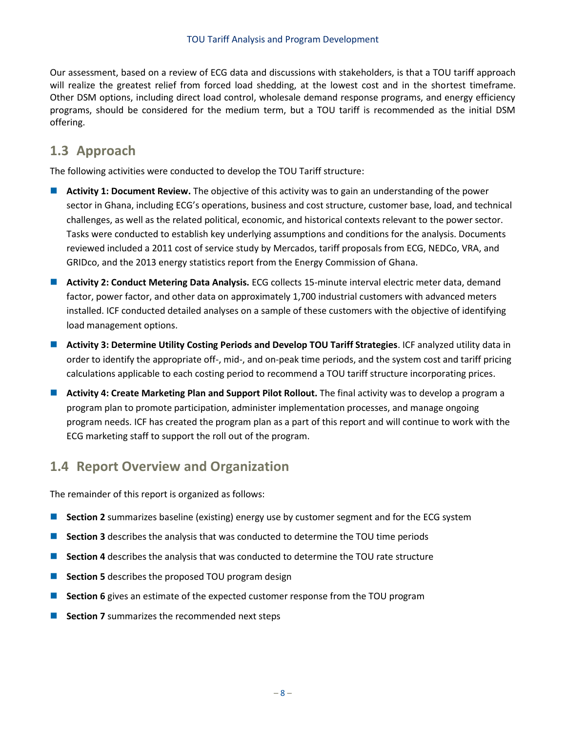Our assessment, based on a review of ECG data and discussions with stakeholders, is that a TOU tariff approach will realize the greatest relief from forced load shedding, at the lowest cost and in the shortest timeframe. Other DSM options, including direct load control, wholesale demand response programs, and energy efficiency programs, should be considered for the medium term, but a TOU tariff is recommended as the initial DSM offering.

## 1.3 Approach

The following activities were conducted to develop the TOU Tariff structure:

- **Activity 1: Document Review.** The objective of this activity was to gain an understanding of the power sector in Ghana, including ECG's operations, business and cost structure, customer base, load, and technical challenges, as well as the related political, economic, and historical contexts relevant to the power sector. Tasks were conducted to establish key underlying assumptions and conditions for the analysis. Documents reviewed included a 2011 cost of service study by Mercados, tariff proposals from ECG, NEDCo, VRA, and GRIDco, and the 2013 energy statistics report from the Energy Commission of Ghana.
- **Activity 2: Conduct Metering Data Analysis.** ECG collects 15-minute interval electric meter data, demand factor, power factor, and other data on approximately 1,700 industrial customers with advanced meters installed. ICF conducted detailed analyses on a sample of these customers with the objective of identifying load management options.
- **Activity 3: Determine Utility Costing Periods and Develop TOU Tariff Strategies**. ICF analyzed utility data in order to identify the appropriate off-, mid-, and on-peak time periods, and the system cost and tariff pricing calculations applicable to each costing period to recommend a TOU tariff structure incorporating prices.
- **Activity 4: Create Marketing Plan and Support Pilot Rollout.** The final activity was to develop a program a program plan to promote participation, administer implementation processes, and manage ongoing program needs. ICF has created the program plan as a part of this report and will continue to work with the ECG marketing staff to support the roll out of the program.

## 1.4 Report Overview and Organization

The remainder of this report is organized as follows:

- **Section 2** summarizes baseline (existing) energy use by customer segment and for the ECG system
- **Section 3** describes the analysis that was conducted to determine the TOU time periods
- **Section 4** describes the analysis that was conducted to determine the TOU rate structure
- **Section 5** describes the proposed TOU program design
- **Section 6** gives an estimate of the expected customer response from the TOU program
- **Section 7** summarizes the recommended next steps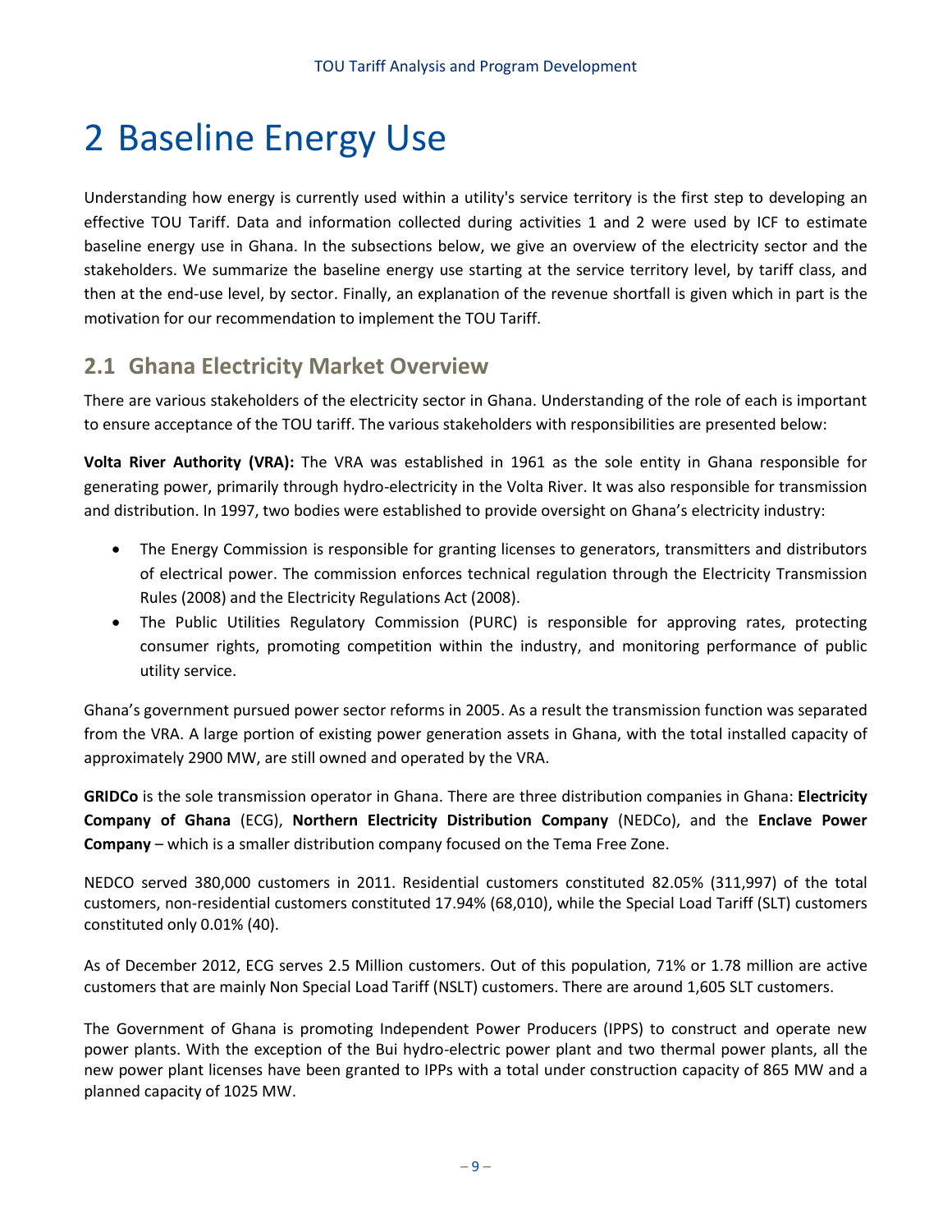# 2 Baseline Energy Use

Understanding how energy is currently used within a utility's service territory is the first step to developing an effective TOU Tariff. Data and information collected during activities 1 and 2 were used by ICF to estimate baseline energy use in Ghana. In the subsections below, we give an overview of the electricity sector and the stakeholders. We summarize the baseline energy use starting at the service territory level, by tariff class, and then at the end-use level, by sector. Finally, an explanation of the revenue shortfall is given which in part is the motivation for our recommendation to implement the TOU Tariff.

## 2.1 Ghana Electricity Market Overview

There are various stakeholders of the electricity sector in Ghana. Understanding of the role of each is important to ensure acceptance of the TOU tariff. The various stakeholders with responsibilities are presented below:

**Volta River Authority (VRA):** The VRA was established in 1961 as the sole entity in Ghana responsible for generating power, primarily through hydro-electricity in the Volta River. It was also responsible for transmission and distribution. In 1997, two bodies were established to provide oversight on Ghana's electricity industry:

- The Energy Commission is responsible for granting licenses to generators, transmitters and distributors of electrical power. The commission enforces technical regulation through the Electricity Transmission Rules (2008) and the Electricity Regulations Act (2008).
- The Public Utilities Regulatory Commission (PURC) is responsible for approving rates, protecting consumer rights, promoting competition within the industry, and monitoring performance of public utility service.

Ghana's government pursued power sector reforms in 2005. As a result the transmission function was separated from the VRA. A large portion of existing power generation assets in Ghana, with the total installed capacity of approximately 2900 MW, are still owned and operated by the VRA.

**GRIDCo** is the sole transmission operator in Ghana. There are three distribution companies in Ghana: **Electricity Company of Ghana** (ECG), **Northern Electricity Distribution Company** (NEDCo), and the **Enclave Power Company** – which is a smaller distribution company focused on the Tema Free Zone.

NEDCO served 380,000 customers in 2011. Residential customers constituted 82.05% (311,997) of the total customers, non-residential customers constituted 17.94% (68,010), while the Special Load Tariff (SLT) customers constituted only 0.01% (40).

As of December 2012, ECG serves 2.5 Million customers. Out of this population, 71% or 1.78 million are active customers that are mainly Non Special Load Tariff (NSLT) customers. There are around 1,605 SLT customers.

The Government of Ghana is promoting Independent Power Producers (IPPS) to construct and operate new power plants. With the exception of the Bui hydro-electric power plant and two thermal power plants, all the new power plant licenses have been granted to IPPs with a total under construction capacity of 865 MW and a planned capacity of 1025 MW.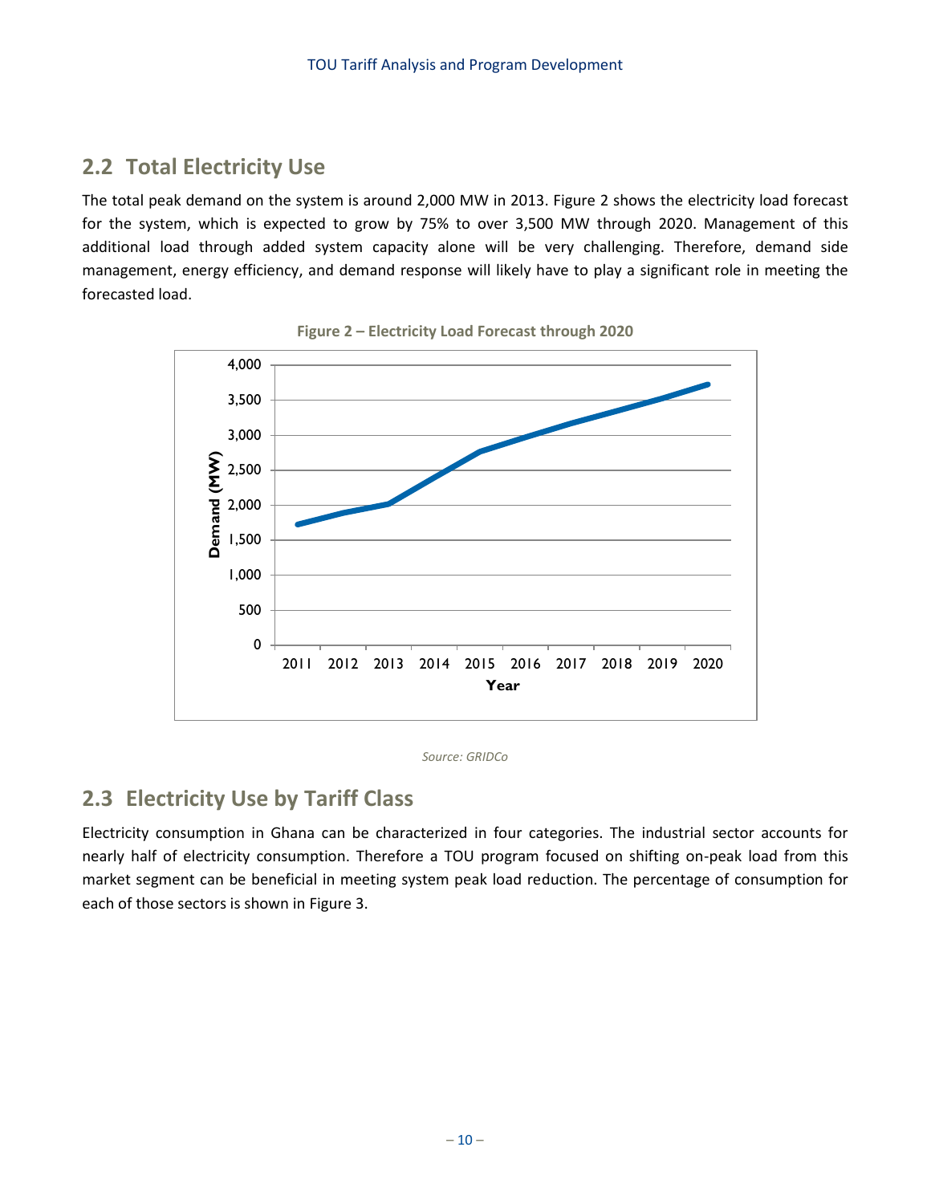## 2.2 Total Electricity Use

The total peak demand on the system is around 2,000 MW in 2013. Figure 2 shows the electricity load forecast for the system, which is expected to grow by 75% to over 3,500 MW through 2020. Management of this additional load through added system capacity alone will be very challenging. Therefore, demand side management, energy efficiency, and demand response will likely have to play a significant role in meeting the forecasted load.

**Figure 2 – Electricity Load Forecast through 2020**

*Source: GRIDCo*

## 2.3 Electricity Use by Tariff Class

Electricity consumption in Ghana can be characterized in four categories. The industrial sector accounts for nearly half of electricity consumption. Therefore a TOU program focused on shifting on-peak load from this market segment can be beneficial in meeting system peak load reduction. The percentage of consumption for each of those sectors is shown in Figure 3.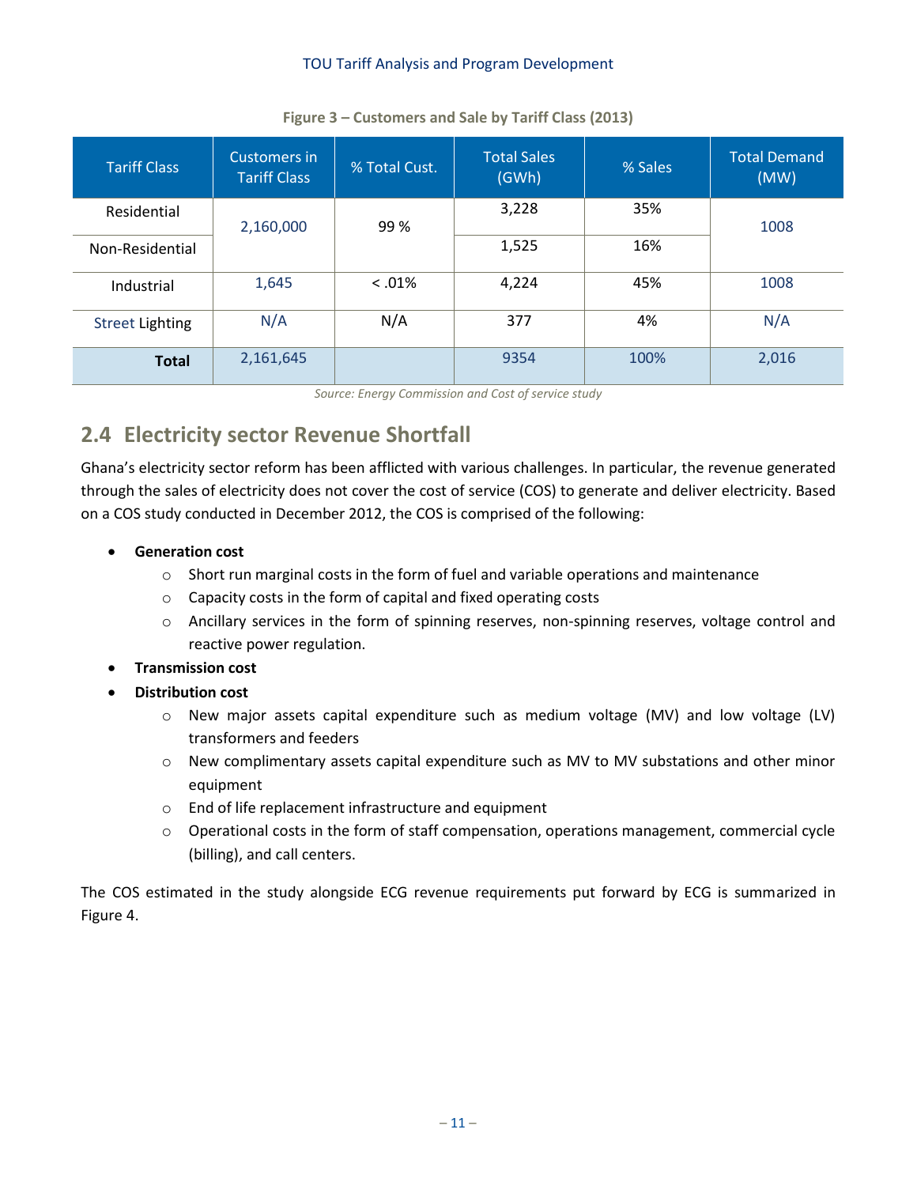**Figure 3 – Customers and Sale by Tariff Class (2013)**

| Tariff Class | Customers in Tariff Class | % Total Cust. | Total Sales (GWh) | % Sales | Total Demand (MW) |
|---|---|---|---|---|---|
| Residential | 2,160,000 | 99 % | 3,228 | 35% | 1008 |
| Non-Residential | | | 1,525 | 16% | |
| Industrial | 1,645 | < .01% | 4,224 | 45% | 1008 |
| Street Lighting | N/A | N/A | 377 | 4% | N/A |
| **Total** | 2,161,645 | | 9354 | 100% | 2,016 |

*Source: Energy Commission and Cost of service study*

## 2.4 Electricity sector Revenue Shortfall

Ghana's electricity sector reform has been afflicted with various challenges. In particular, the revenue generated through the sales of electricity does not cover the cost of service (COS) to generate and deliver electricity. Based on a COS study conducted in December 2012, the COS is comprised of the following:

- **Generation cost**
  - Short run marginal costs in the form of fuel and variable operations and maintenance
  - Capacity costs in the form of capital and fixed operating costs
  - Ancillary services in the form of spinning reserves, non-spinning reserves, voltage control and reactive power regulation.
- **Transmission cost**
- **Distribution cost**
  - New major assets capital expenditure such as medium voltage (MV) and low voltage (LV) transformers and feeders
  - New complimentary assets capital expenditure such as MV to MV substations and other minor equipment
  - End of life replacement infrastructure and equipment
  - Operational costs in the form of staff compensation, operations management, commercial cycle (billing), and call centers.

The COS estimated in the study alongside ECG revenue requirements put forward by ECG is summarized in Figure 4.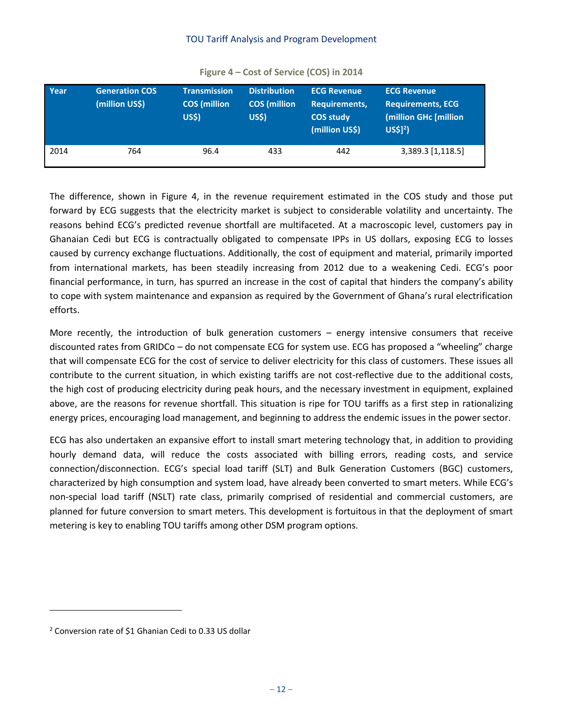**Figure 4 – Cost of Service (COS) in 2014**

| Year | Generation COS (million US$) | Transmission COS (million US$) | Distribution COS (million US$) | ECG Revenue Requirements, COS study (million US$) | ECG Revenue Requirements, ECG (million GHc [million US$][2]) |
|---|---|---|---|---|---|
| 2014 | 764 | 96.4 | 433 | 442 | 3,389.3 [1,118.5] |

The difference, shown in Figure 4, in the revenue requirement estimated in the COS study and those put forward by ECG suggests that the electricity market is subject to considerable volatility and uncertainty. The reasons behind ECG's predicted revenue shortfall are multifaceted. At a macroscopic level, customers pay in Ghanaian Cedi but ECG is contractually obligated to compensate IPPs in US dollars, exposing ECG to losses caused by currency exchange fluctuations. Additionally, the cost of equipment and material, primarily imported from international markets, has been steadily increasing from 2012 due to a weakening Cedi. ECG's poor financial performance, in turn, has spurred an increase in the cost of capital that hinders the company's ability to cope with system maintenance and expansion as required by the Government of Ghana's rural electrification efforts.

More recently, the introduction of bulk generation customers – energy intensive consumers that receive discounted rates from GRIDCo – do not compensate ECG for system use. ECG has proposed a "wheeling" charge that will compensate ECG for the cost of service to deliver electricity for this class of customers. These issues all contribute to the current situation, in which existing tariffs are not cost-reflective due to the additional costs, the high cost of producing electricity during peak hours, and the necessary investment in equipment, explained above, are the reasons for revenue shortfall. This situation is ripe for TOU tariffs as a first step in rationalizing energy prices, encouraging load management, and beginning to address the endemic issues in the power sector.

ECG has also undertaken an expansive effort to install smart metering technology that, in addition to providing hourly demand data, will reduce the costs associated with billing errors, reading costs, and service connection/disconnection. ECG's special load tariff (SLT) and Bulk Generation Customers (BGC) customers, characterized by high consumption and system load, have already been converted to smart meters. While ECG's non-special load tariff (NSLT) rate class, primarily comprised of residential and commercial customers, are planned for future conversion to smart meters. This development is fortuitous in that the deployment of smart metering is key to enabling TOU tariffs among other DSM program options.

[2] Conversion rate of $1 Ghanian Cedi to 0.33 US dollar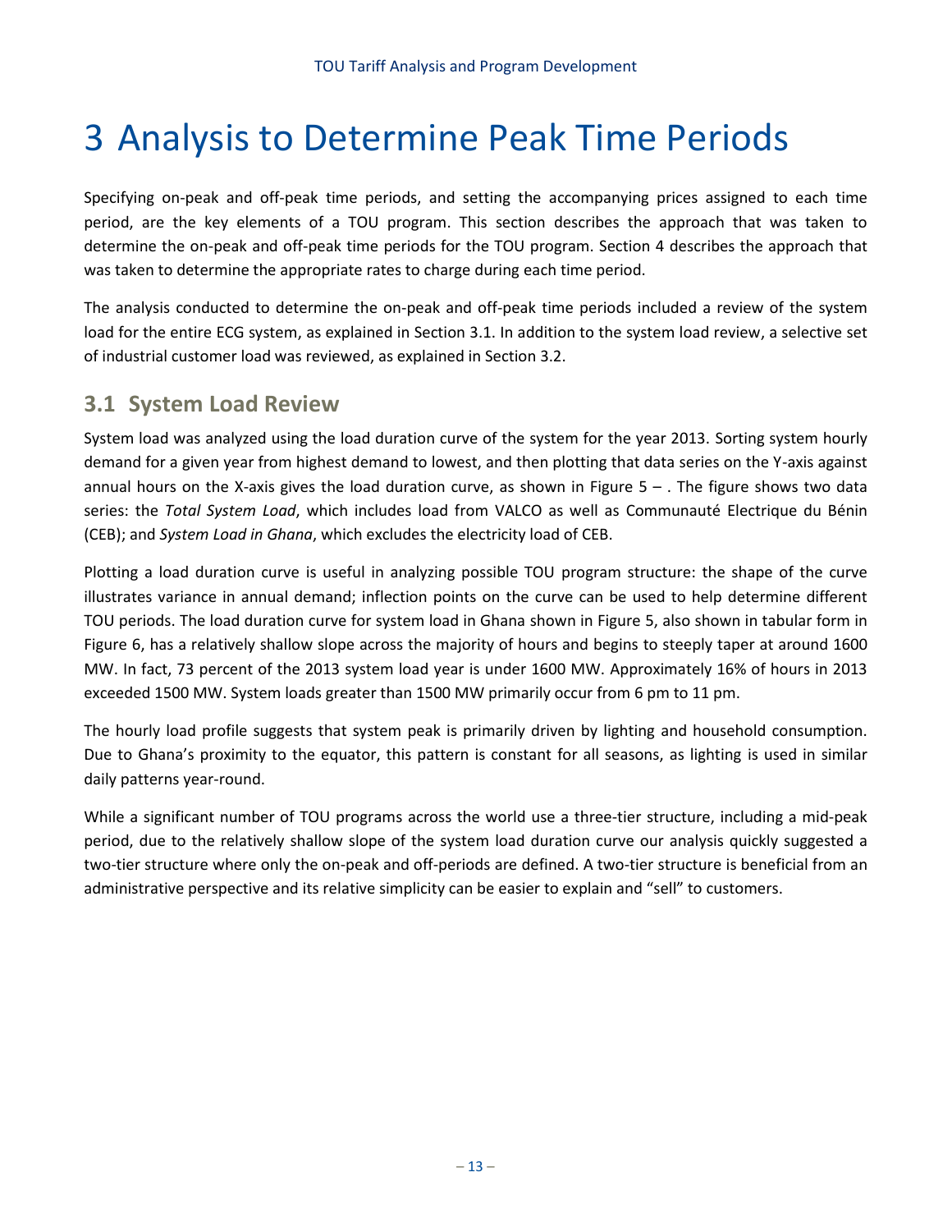# 3 Analysis to Determine Peak Time Periods

Specifying on-peak and off-peak time periods, and setting the accompanying prices assigned to each time period, are the key elements of a TOU program. This section describes the approach that was taken to determine the on-peak and off-peak time periods for the TOU program. Section 4 describes the approach that was taken to determine the appropriate rates to charge during each time period.

The analysis conducted to determine the on-peak and off-peak time periods included a review of the system load for the entire ECG system, as explained in Section 3.1. In addition to the system load review, a selective set of industrial customer load was reviewed, as explained in Section 3.2.

## 3.1 System Load Review

System load was analyzed using the load duration curve of the system for the year 2013. Sorting system hourly demand for a given year from highest demand to lowest, and then plotting that data series on the Y-axis against annual hours on the X-axis gives the load duration curve, as shown in Figure 5 – . The figure shows two data series: the *Total System Load*, which includes load from VALCO as well as Communauté Electrique du Bénin (CEB); and *System Load in Ghana*, which excludes the electricity load of CEB.

Plotting a load duration curve is useful in analyzing possible TOU program structure: the shape of the curve illustrates variance in annual demand; inflection points on the curve can be used to help determine different TOU periods. The load duration curve for system load in Ghana shown in Figure 5, also shown in tabular form in Figure 6, has a relatively shallow slope across the majority of hours and begins to steeply taper at around 1600 MW. In fact, 73 percent of the 2013 system load year is under 1600 MW. Approximately 16% of hours in 2013 exceeded 1500 MW. System loads greater than 1500 MW primarily occur from 6 pm to 11 pm.

The hourly load profile suggests that system peak is primarily driven by lighting and household consumption. Due to Ghana's proximity to the equator, this pattern is constant for all seasons, as lighting is used in similar daily patterns year-round.

While a significant number of TOU programs across the world use a three-tier structure, including a mid-peak period, due to the relatively shallow slope of the system load duration curve our analysis quickly suggested a two-tier structure where only the on-peak and off-periods are defined. A two-tier structure is beneficial from an administrative perspective and its relative simplicity can be easier to explain and "sell" to customers.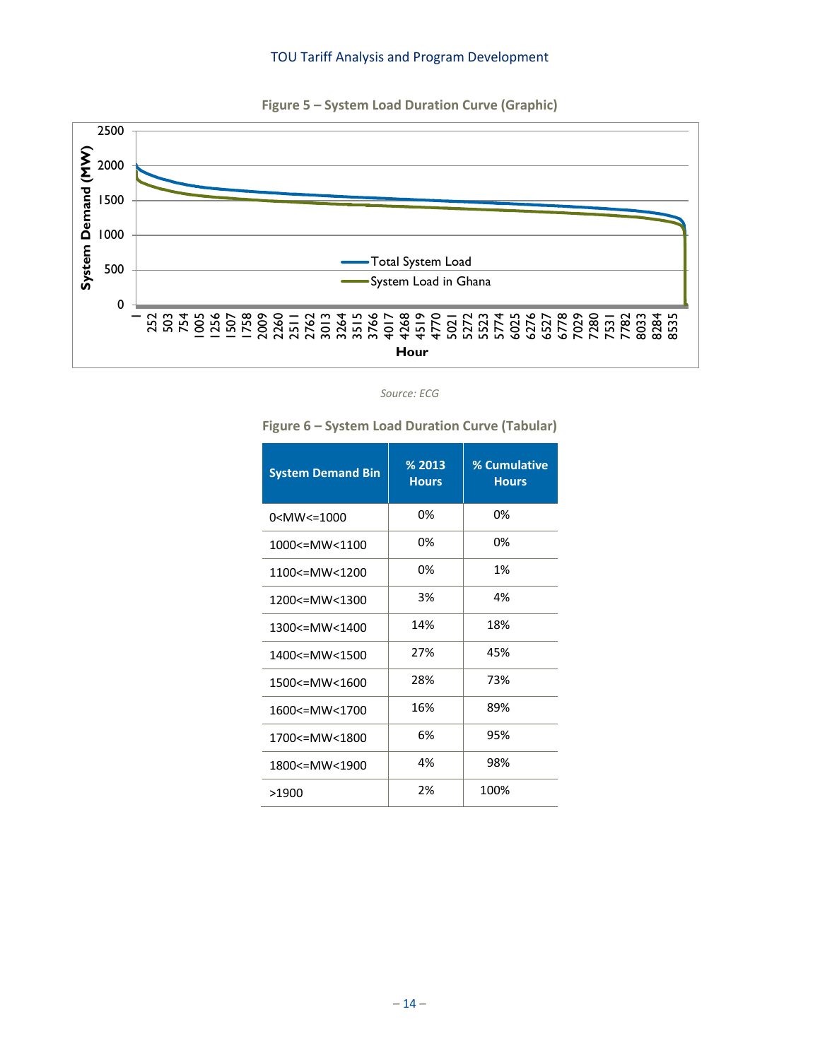**Figure 5 – System Load Duration Curve (Graphic)**

*Source: ECG*

**Figure 6 – System Load Duration Curve (Tabular)**

| System Demand Bin | % 2013 Hours | % Cumulative Hours |
|---|---|---|
| 0<MW<=1000 | 0% | 0% |
| 1000<=MW<1100 | 0% | 0% |
| 1100<=MW<1200 | 0% | 1% |
| 1200<=MW<1300 | 3% | 4% |
| 1300<=MW<1400 | 14% | 18% |
| 1400<=MW<1500 | 27% | 45% |
| 1500<=MW<1600 | 28% | 73% |
| 1600<=MW<1700 | 16% | 89% |
| 1700<=MW<1800 | 6% | 95% |
| 1800<=MW<1900 | 4% | 98% |
| >1900 | 2% | 100% |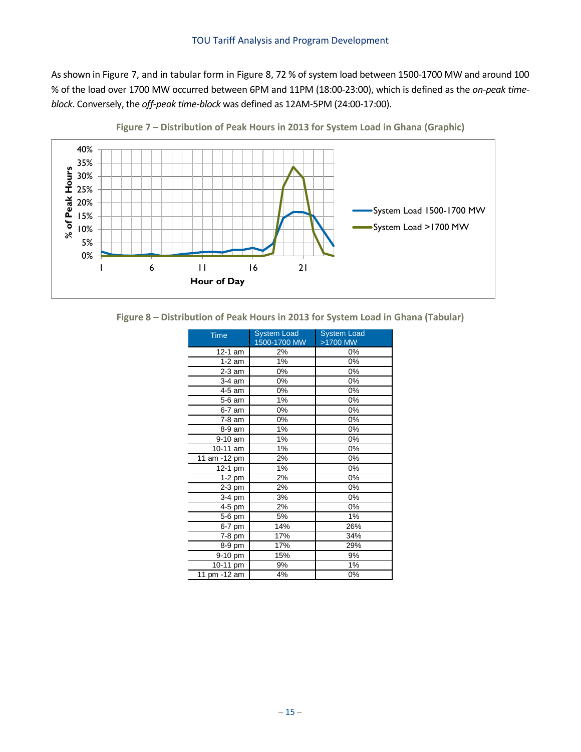As shown in Figure 7, and in tabular form in Figure 8, 72 % of system load between 1500-1700 MW and around 100 % of the load over 1700 MW occurred between 6PM and 11PM (18:00-23:00), which is defined as the *on-peak time-block*. Conversely, the *off-peak time-block* was defined as 12AM-5PM (24:00-17:00).

**Figure 7 – Distribution of Peak Hours in 2013 for System Load in Ghana (Graphic)**

**Figure 8 – Distribution of Peak Hours in 2013 for System Load in Ghana (Tabular)**

| Time | System Load 1500-1700 MW | System Load >1700 MW |
|---|---|---|
| 12-1 am | 2% | 0% |
| 1-2 am | 1% | 0% |
| 2-3 am | 0% | 0% |
| 3-4 am | 0% | 0% |
| 4-5 am | 0% | 0% |
| 5-6 am | 1% | 0% |
| 6-7 am | 0% | 0% |
| 7-8 am | 0% | 0% |
| 8-9 am | 1% | 0% |
| 9-10 am | 1% | 0% |
| 10-11 am | 1% | 0% |
| 11 am -12 pm | 2% | 0% |
| 12-1 pm | 1% | 0% |
| 1-2 pm | 2% | 0% |
| 2-3 pm | 2% | 0% |
| 3-4 pm | 3% | 0% |
| 4-5 pm | 2% | 0% |
| 5-6 pm | 5% | 1% |
| 6-7 pm | 14% | 26% |
| 7-8 pm | 17% | 34% |
| 8-9 pm | 17% | 29% |
| 9-10 pm | 15% | 9% |
| 10-11 pm | 9% | 1% |
| 11 pm -12 am | 4% | 0% |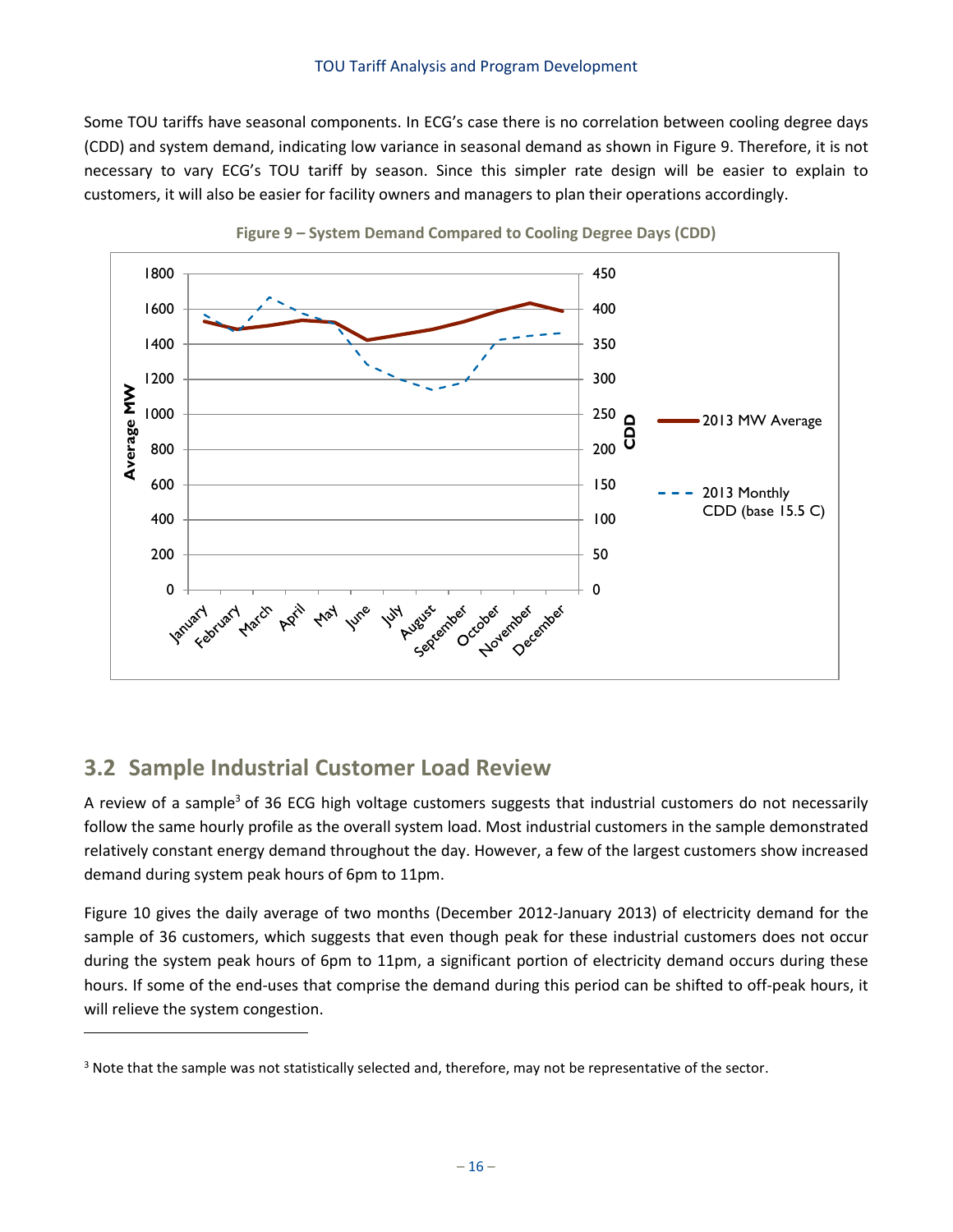Some TOU tariffs have seasonal components. In ECG's case there is no correlation between cooling degree days (CDD) and system demand, indicating low variance in seasonal demand as shown in Figure 9. Therefore, it is not necessary to vary ECG's TOU tariff by season. Since this simpler rate design will be easier to explain to customers, it will also be easier for facility owners and managers to plan their operations accordingly.

**Figure 9 – System Demand Compared to Cooling Degree Days (CDD)**

## 3.2 Sample Industrial Customer Load Review

A review of a sample[3] of 36 ECG high voltage customers suggests that industrial customers do not necessarily follow the same hourly profile as the overall system load. Most industrial customers in the sample demonstrated relatively constant energy demand throughout the day. However, a few of the largest customers show increased demand during system peak hours of 6pm to 11pm.

Figure 10 gives the daily average of two months (December 2012-January 2013) of electricity demand for the sample of 36 customers, which suggests that even though peak for these industrial customers does not occur during the system peak hours of 6pm to 11pm, a significant portion of electricity demand occurs during these hours. If some of the end-uses that comprise the demand during this period can be shifted to off-peak hours, it will relieve the system congestion.

[3] Note that the sample was not statistically selected and, therefore, may not be representative of the sector.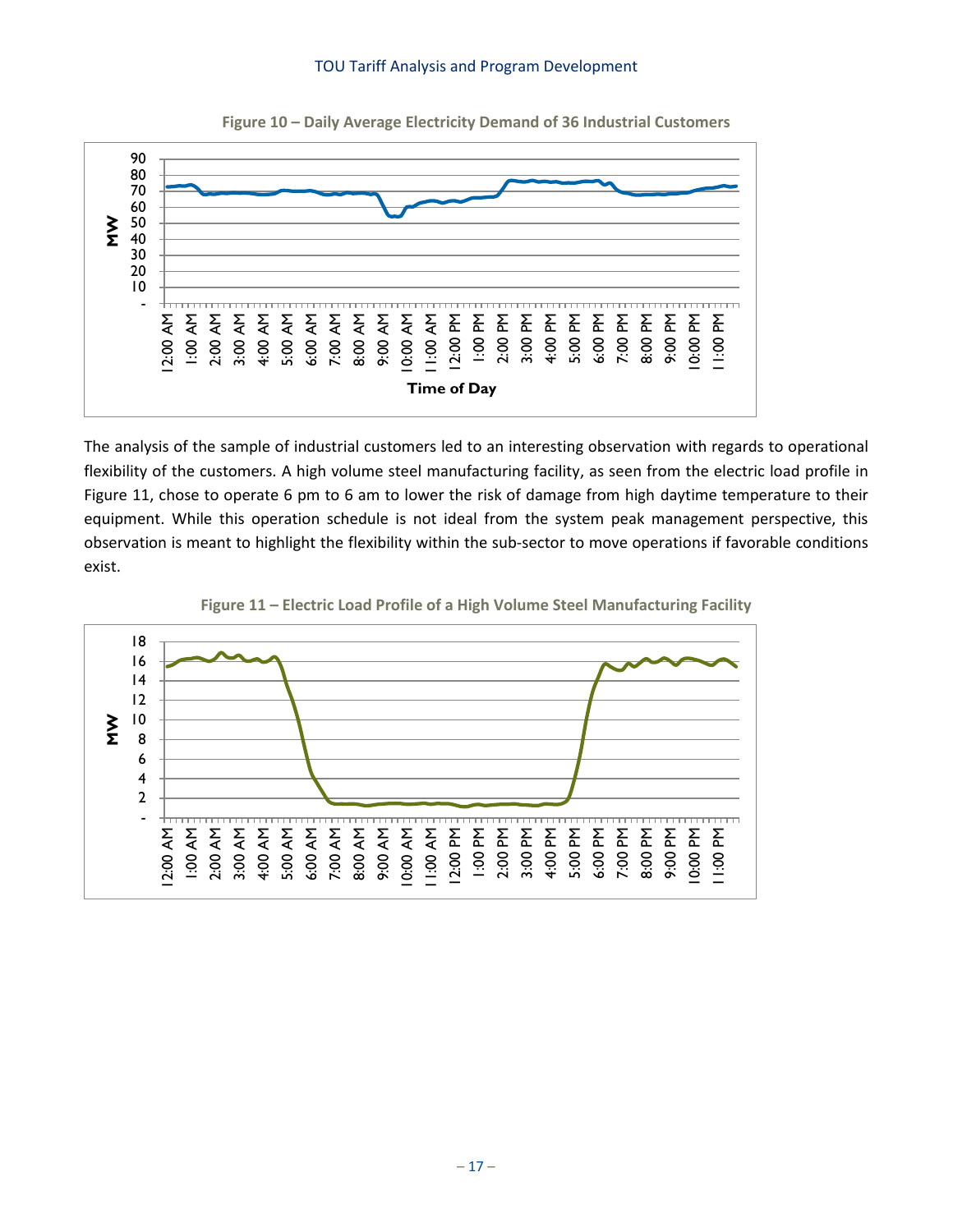Figure 10 – Daily Average Electricity Demand of 36 Industrial Customers

The analysis of the sample of industrial customers led to an interesting observation with regards to operational flexibility of the customers. A high volume steel manufacturing facility, as seen from the electric load profile in Figure 11, chose to operate 6 pm to 6 am to lower the risk of damage from high daytime temperature to their equipment. While this operation schedule is not ideal from the system peak management perspective, this observation is meant to highlight the flexibility within the sub-sector to move operations if favorable conditions exist.

Figure 11 – Electric Load Profile of a High Volume Steel Manufacturing Facility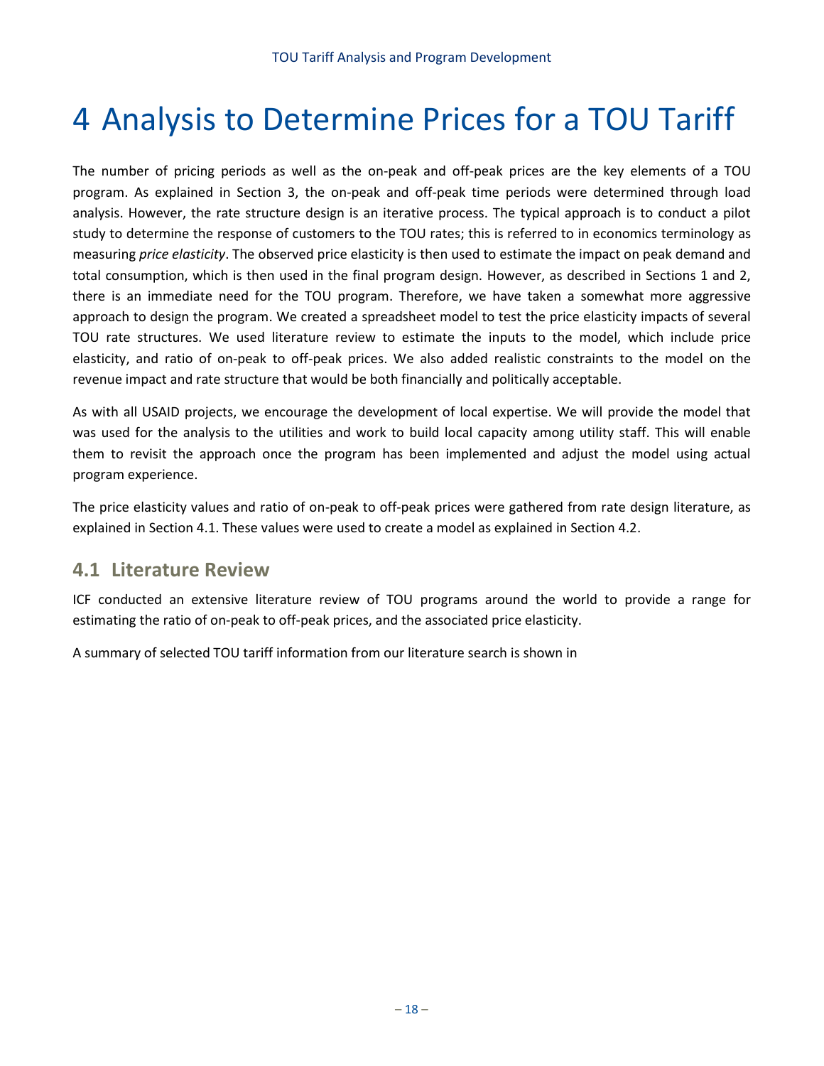# 4 Analysis to Determine Prices for a TOU Tariff

The number of pricing periods as well as the on-peak and off-peak prices are the key elements of a TOU program. As explained in Section 3, the on-peak and off-peak time periods were determined through load analysis. However, the rate structure design is an iterative process. The typical approach is to conduct a pilot study to determine the response of customers to the TOU rates; this is referred to in economics terminology as measuring *price elasticity*. The observed price elasticity is then used to estimate the impact on peak demand and total consumption, which is then used in the final program design. However, as described in Sections 1 and 2, there is an immediate need for the TOU program. Therefore, we have taken a somewhat more aggressive approach to design the program. We created a spreadsheet model to test the price elasticity impacts of several TOU rate structures. We used literature review to estimate the inputs to the model, which include price elasticity, and ratio of on-peak to off-peak prices. We also added realistic constraints to the model on the revenue impact and rate structure that would be both financially and politically acceptable.

As with all USAID projects, we encourage the development of local expertise. We will provide the model that was used for the analysis to the utilities and work to build local capacity among utility staff. This will enable them to revisit the approach once the program has been implemented and adjust the model using actual program experience.

The price elasticity values and ratio of on-peak to off-peak prices were gathered from rate design literature, as explained in Section 4.1. These values were used to create a model as explained in Section 4.2.

## 4.1 Literature Review

ICF conducted an extensive literature review of TOU programs around the world to provide a range for estimating the ratio of on-peak to off-peak prices, and the associated price elasticity.

A summary of selected TOU tariff information from our literature search is shown in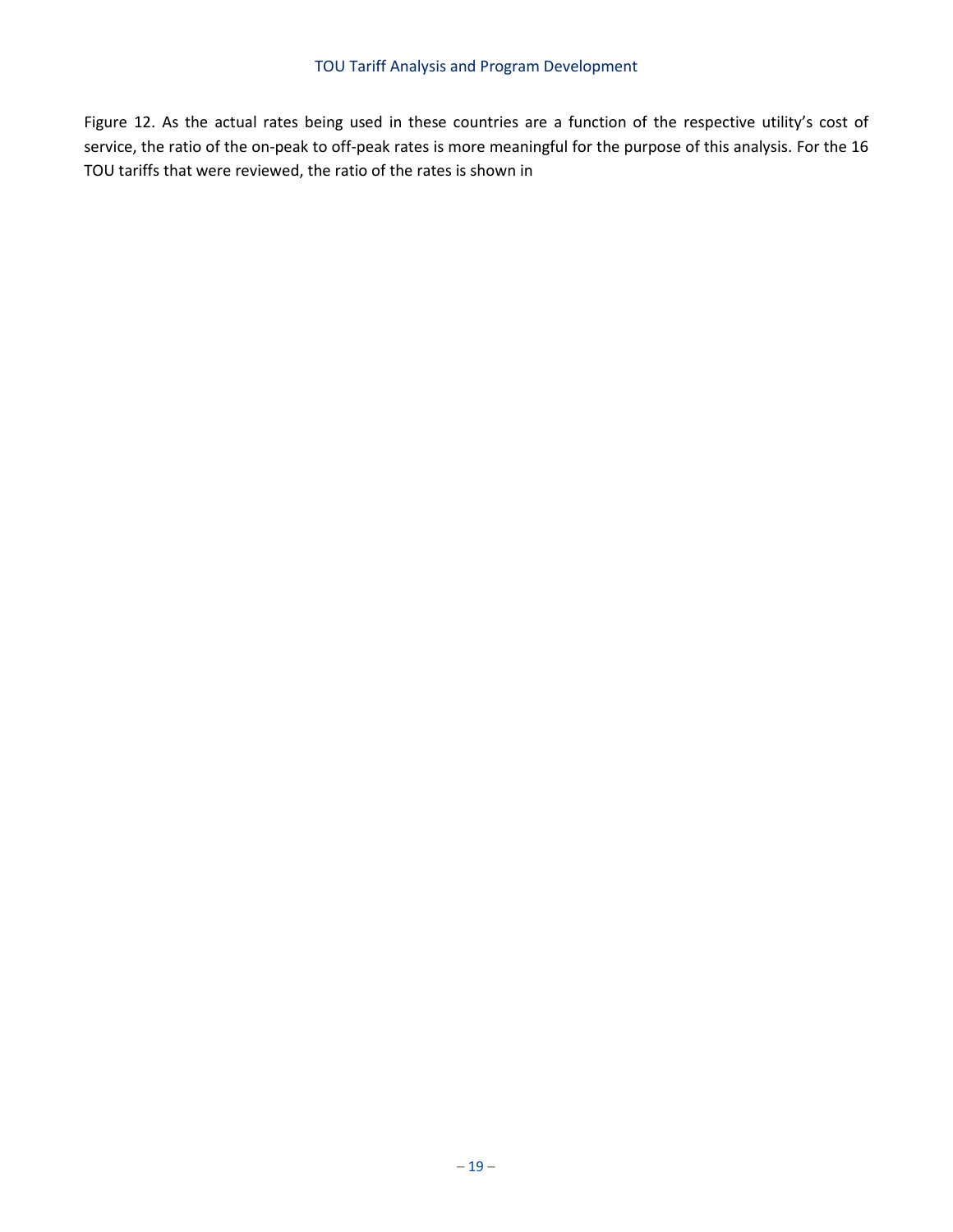Figure 12. As the actual rates being used in these countries are a function of the respective utility's cost of service, the ratio of the on-peak to off-peak rates is more meaningful for the purpose of this analysis. For the 16 TOU tariffs that were reviewed, the ratio of the rates is shown in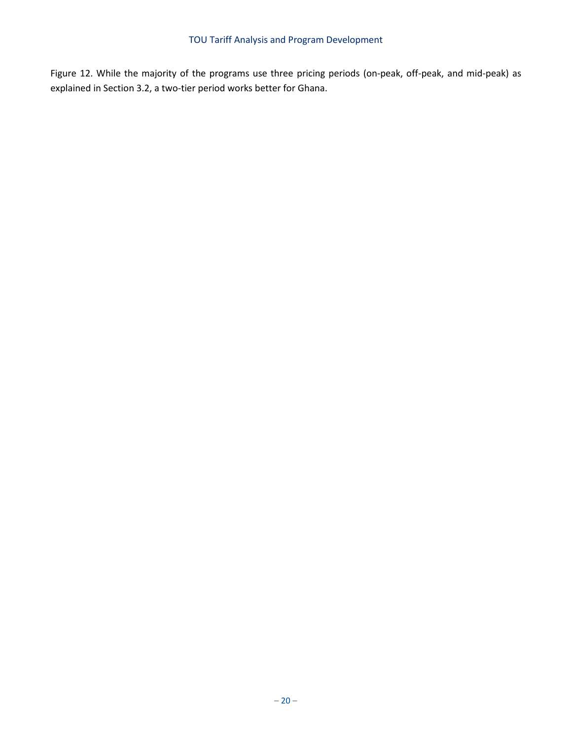Figure 12. While the majority of the programs use three pricing periods (on-peak, off-peak, and mid-peak) as explained in Section 3.2, a two-tier period works better for Ghana.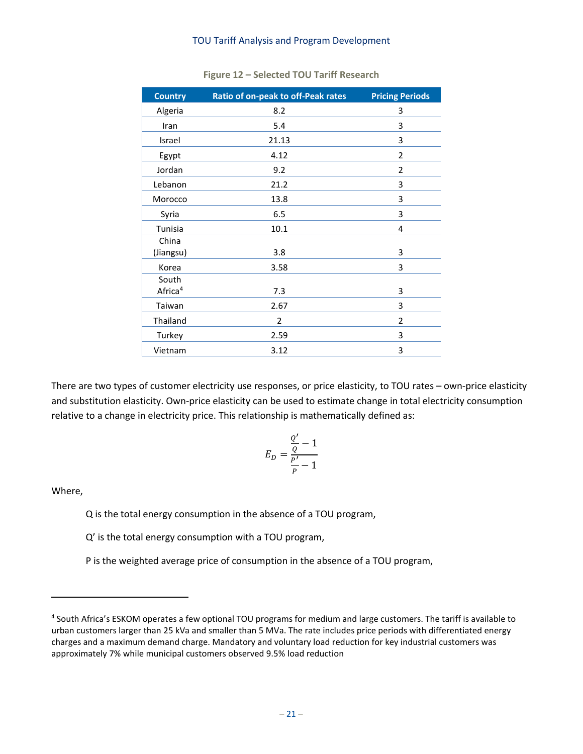**Figure 12 – Selected TOU Tariff Research**

| Country | Ratio of on-peak to off-Peak rates | Pricing Periods |
|---|---|---|
| Algeria | 8.2 | 3 |
| Iran | 5.4 | 3 |
| Israel | 21.13 | 3 |
| Egypt | 4.12 | 2 |
| Jordan | 9.2 | 2 |
| Lebanon | 21.2 | 3 |
| Morocco | 13.8 | 3 |
| Syria | 6.5 | 3 |
| Tunisia | 10.1 | 4 |
| China (Jiangsu) | 3.8 | 3 |
| Korea | 3.58 | 3 |
| South Africa[4] | 7.3 | 3 |
| Taiwan | 2.67 | 3 |
| Thailand | 2 | 2 |
| Turkey | 2.59 | 3 |
| Vietnam | 3.12 | 3 |

There are two types of customer electricity use responses, or price elasticity, to TOU rates – own-price elasticity and substitution elasticity. Own-price elasticity can be used to estimate change in total electricity consumption relative to a change in electricity price. This relationship is mathematically defined as:

$$E_D = \frac{\frac{Q'}{Q} - 1}{\frac{P'}{P} - 1}$$

Where,

> Q is the total energy consumption in the absence of a TOU program,
>
> Q' is the total energy consumption with a TOU program,
>
> P is the weighted average price of consumption in the absence of a TOU program,

---

[4] South Africa's ESKOM operates a few optional TOU programs for medium and large customers. The tariff is available to urban customers larger than 25 kVa and smaller than 5 MVa. The rate includes price periods with differentiated energy charges and a maximum demand charge. Mandatory and voluntary load reduction for key industrial customers was approximately 7% while municipal customers observed 9.5% load reduction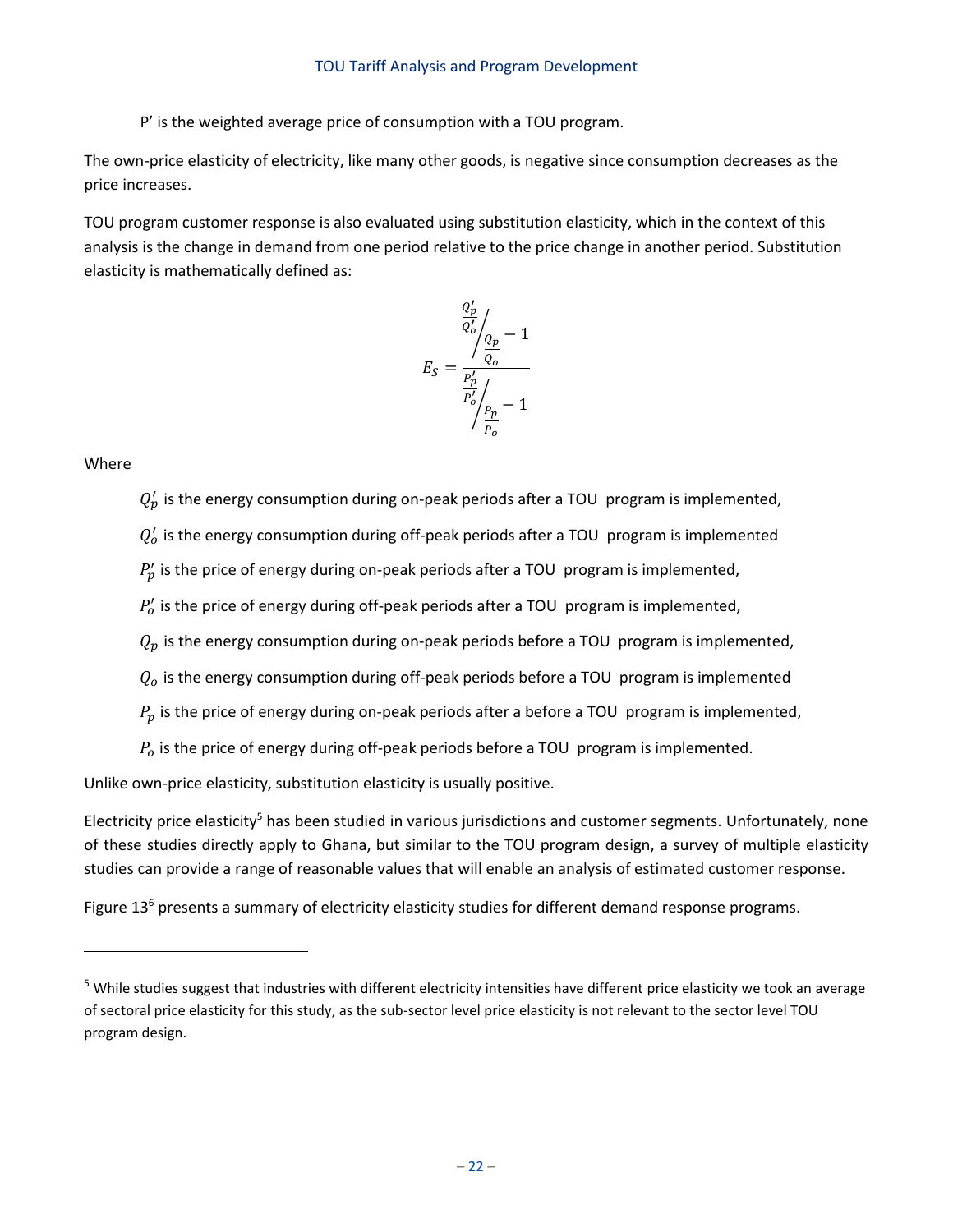P’ is the weighted average price of consumption with a TOU program.

The own-price elasticity of electricity, like many other goods, is negative since consumption decreases as the price increases.

TOU program customer response is also evaluated using substitution elasticity, which in the context of this analysis is the change in demand from one period relative to the price change in another period. Substitution elasticity is mathematically defined as:

$$E_S = \frac{\frac{Q'_p}{Q'_o} \Big/ \frac{Q_p}{Q_o} - 1}{\frac{P'_p}{P'_o} \Big/ \frac{P_p}{P_o} - 1}$$

Where

$Q'_p$ is the energy consumption during on-peak periods after a TOU program is implemented,

$Q'_o$ is the energy consumption during off-peak periods after a TOU program is implemented

$P'_p$ is the price of energy during on-peak periods after a TOU program is implemented,

$P'_o$ is the price of energy during off-peak periods after a TOU program is implemented,

$Q_p$ is the energy consumption during on-peak periods before a TOU program is implemented,

$Q_o$ is the energy consumption during off-peak periods before a TOU program is implemented

$P_p$ is the price of energy during on-peak periods after a before a TOU program is implemented,

$P_o$ is the price of energy during off-peak periods before a TOU program is implemented.

Unlike own-price elasticity, substitution elasticity is usually positive.

Electricity price elasticity[5] has been studied in various jurisdictions and customer segments. Unfortunately, none of these studies directly apply to Ghana, but similar to the TOU program design, a survey of multiple elasticity studies can provide a range of reasonable values that will enable an analysis of estimated customer response.

Figure 13[6] presents a summary of electricity elasticity studies for different demand response programs.

---

[5] While studies suggest that industries with different electricity intensities have different price elasticity we took an average of sectoral price elasticity for this study, as the sub-sector level price elasticity is not relevant to the sector level TOU program design.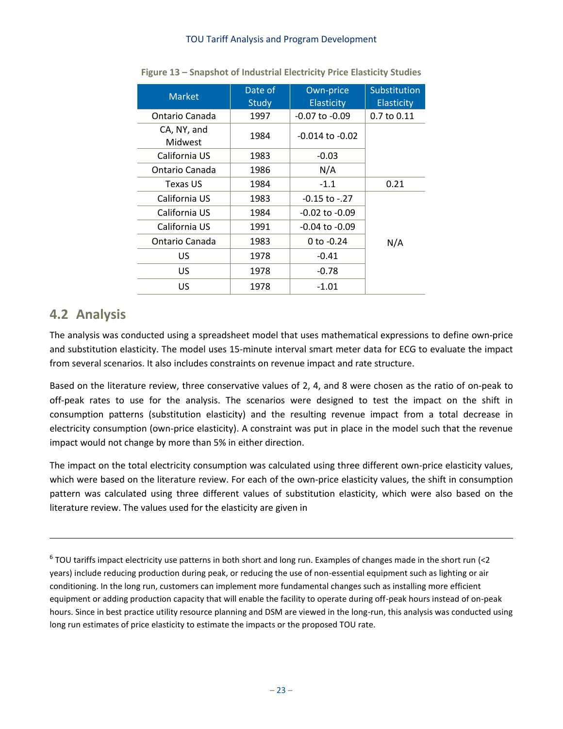**Figure 13 – Snapshot of Industrial Electricity Price Elasticity Studies**

| Market | Date of Study | Own-price Elasticity | Substitution Elasticity |
|---|---|---|---|
| Ontario Canada | 1997 | -0.07 to -0.09 | 0.7 to 0.11 |
| CA, NY, and Midwest | 1984 | -0.014 to -0.02 | |
| California US | 1983 | -0.03 | |
| Ontario Canada | 1986 | N/A | |
| Texas US | 1984 | -1.1 | 0.21 |
| California US | 1983 | -0.15 to -.27 | N/A |
| California US | 1984 | -0.02 to -0.09 | |
| California US | 1991 | -0.04 to -0.09 | |
| Ontario Canada | 1983 | 0 to -0.24 | |
| US | 1978 | -0.41 | |
| US | 1978 | -0.78 | |
| US | 1978 | -1.01 | |

## 4.2 Analysis

The analysis was conducted using a spreadsheet model that uses mathematical expressions to define own-price and substitution elasticity. The model uses 15-minute interval smart meter data for ECG to evaluate the impact from several scenarios. It also includes constraints on revenue impact and rate structure.

Based on the literature review, three conservative values of 2, 4, and 8 were chosen as the ratio of on-peak to off-peak rates to use for the analysis. The scenarios were designed to test the impact on the shift in consumption patterns (substitution elasticity) and the resulting revenue impact from a total decrease in electricity consumption (own-price elasticity). A constraint was put in place in the model such that the revenue impact would not change by more than 5% in either direction.

The impact on the total electricity consumption was calculated using three different own-price elasticity values, which were based on the literature review. For each of the own-price elasticity values, the shift in consumption pattern was calculated using three different values of substitution elasticity, which were also based on the literature review. The values used for the elasticity are given in

---

[6] TOU tariffs impact electricity use patterns in both short and long run. Examples of changes made in the short run (<2 years) include reducing production during peak, or reducing the use of non-essential equipment such as lighting or air conditioning. In the long run, customers can implement more fundamental changes such as installing more efficient equipment or adding production capacity that will enable the facility to operate during off-peak hours instead of on-peak hours. Since in best practice utility resource planning and DSM are viewed in the long-run, this analysis was conducted using long run estimates of price elasticity to estimate the impacts or the proposed TOU rate.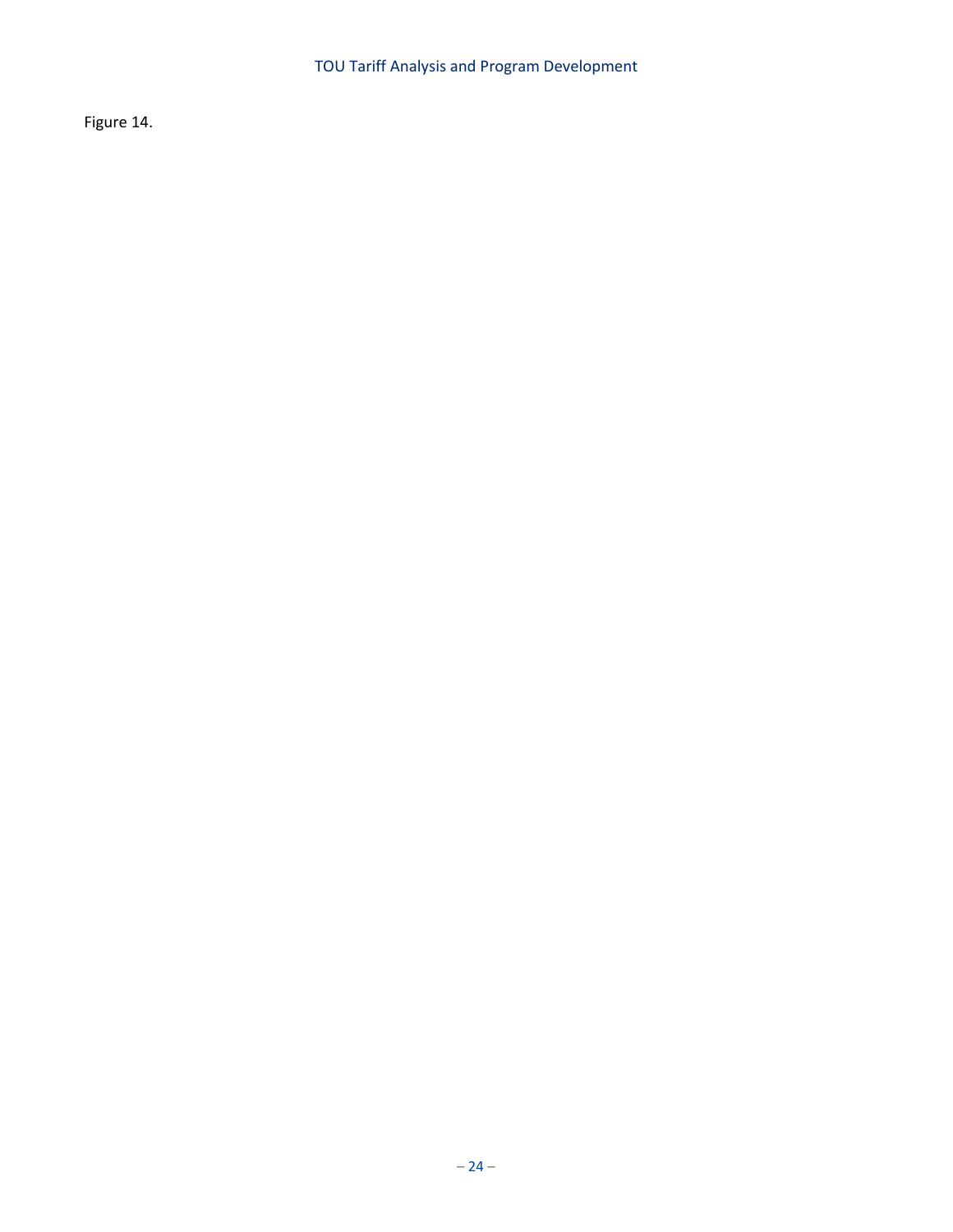Figure 14.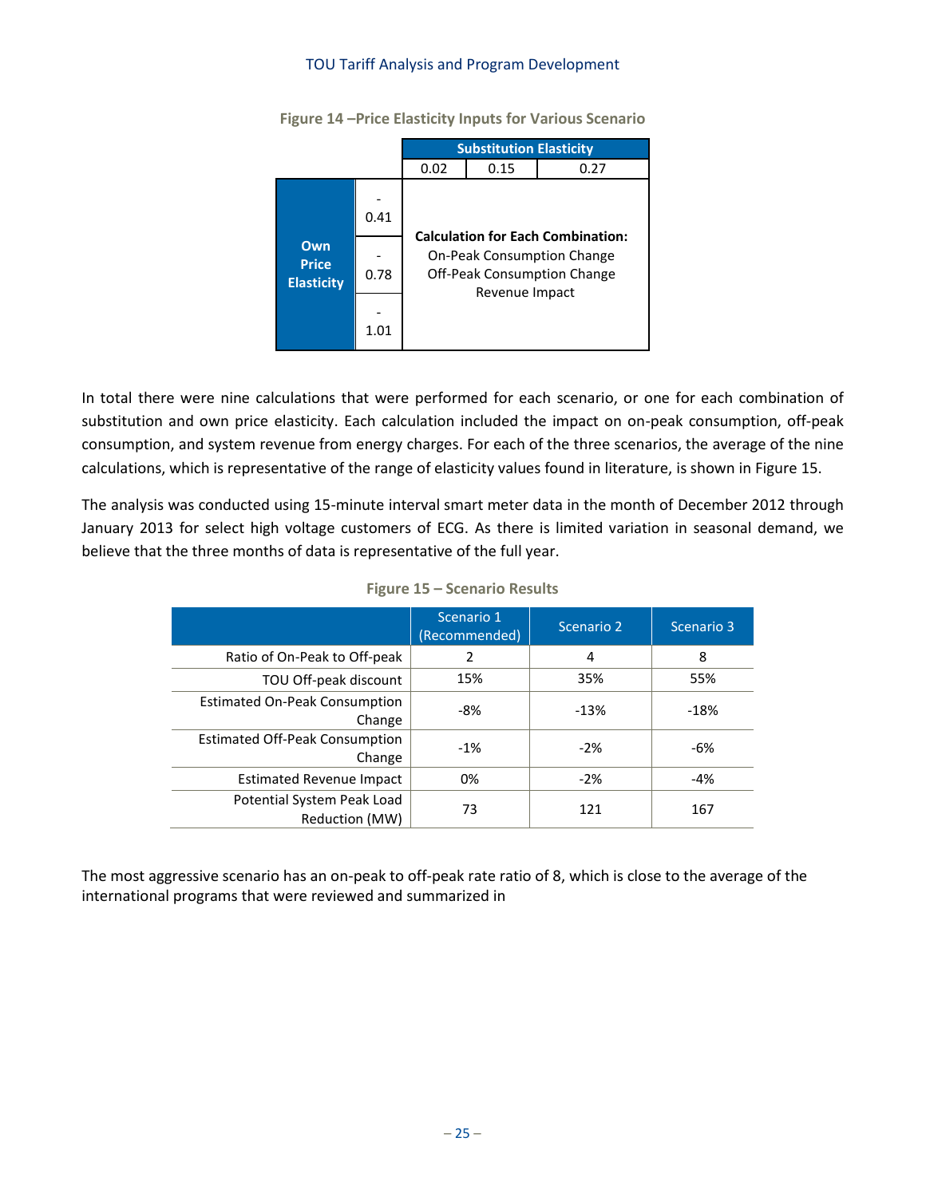**Figure 14 –Price Elasticity Inputs for Various Scenario**

| | | Substitution Elasticity | | |
|---|---|---|---|---|
| | | 0.02 | 0.15 | 0.27 |
| Own Price Elasticity | -0.41 | **Calculation for Each Combination:** On-Peak Consumption Change, Off-Peak Consumption Change, Revenue Impact | | |
| | -0.78 | | | |
| | -1.01 | | | |

In total there were nine calculations that were performed for each scenario, or one for each combination of substitution and own price elasticity. Each calculation included the impact on on-peak consumption, off-peak consumption, and system revenue from energy charges. For each of the three scenarios, the average of the nine calculations, which is representative of the range of elasticity values found in literature, is shown in Figure 15.

The analysis was conducted using 15-minute interval smart meter data in the month of December 2012 through January 2013 for select high voltage customers of ECG. As there is limited variation in seasonal demand, we believe that the three months of data is representative of the full year.

**Figure 15 – Scenario Results**

| | Scenario 1 (Recommended) | Scenario 2 | Scenario 3 |
|---|---|---|---|
| Ratio of On-Peak to Off-peak | 2 | 4 | 8 |
| TOU Off-peak discount | 15% | 35% | 55% |
| Estimated On-Peak Consumption Change | -8% | -13% | -18% |
| Estimated Off-Peak Consumption Change | -1% | -2% | -6% |
| Estimated Revenue Impact | 0% | -2% | -4% |
| Potential System Peak Load Reduction (MW) | 73 | 121 | 167 |

The most aggressive scenario has an on-peak to off-peak rate ratio of 8, which is close to the average of the international programs that were reviewed and summarized in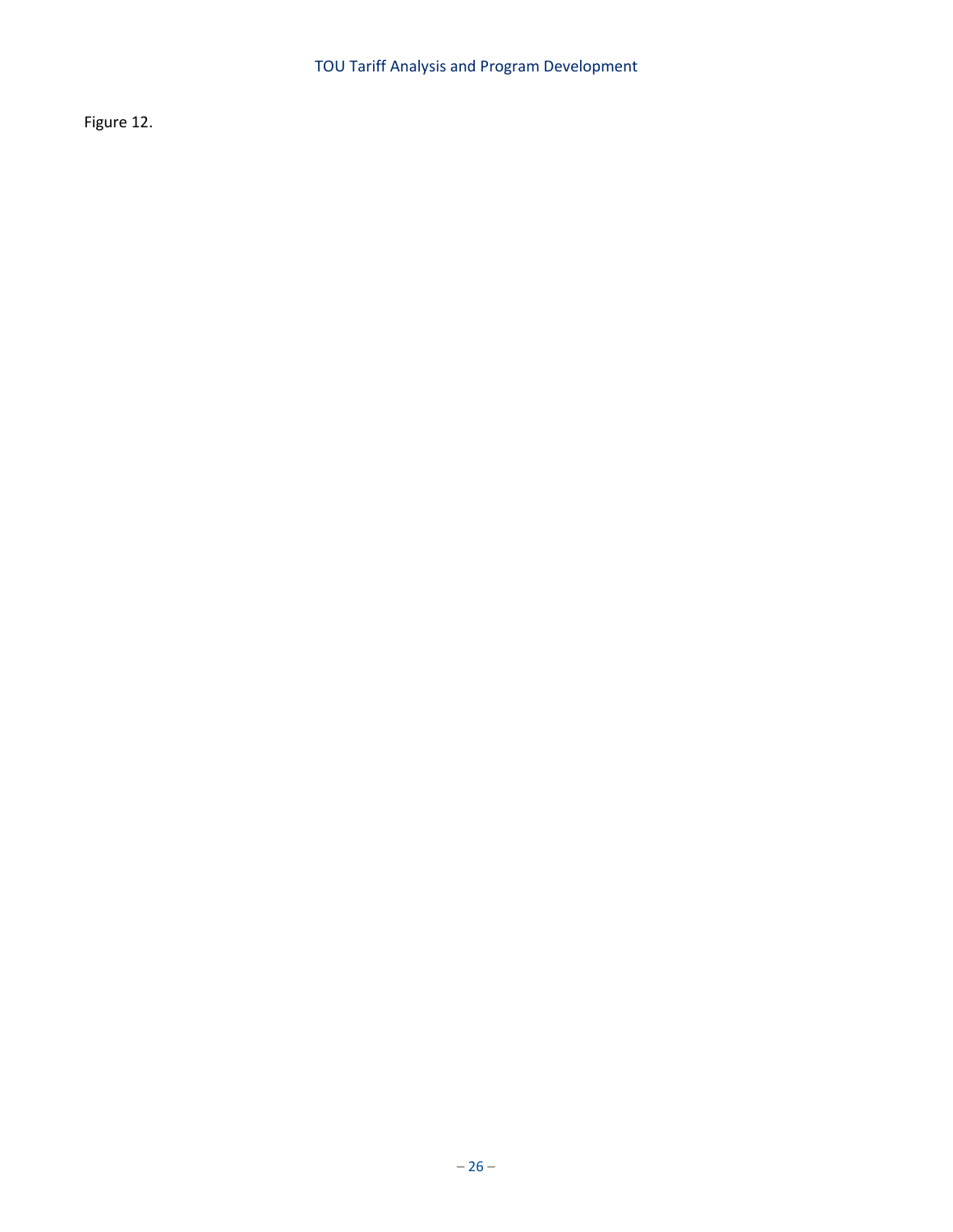Figure 12.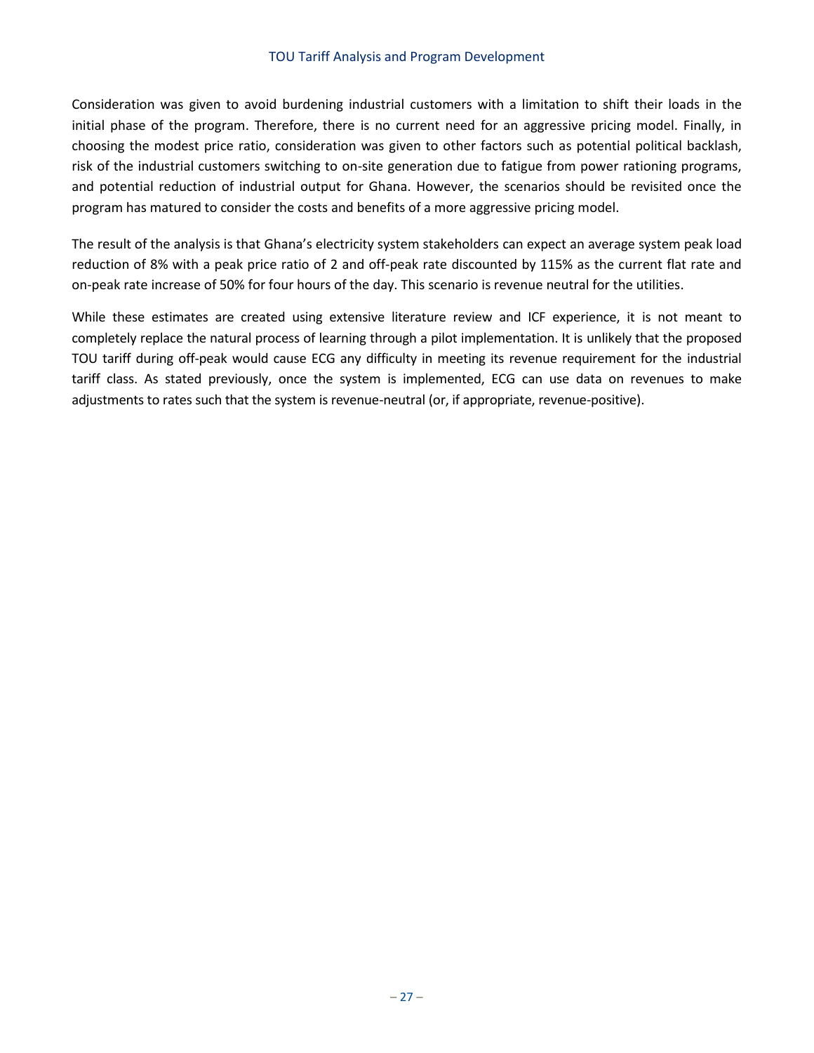Consideration was given to avoid burdening industrial customers with a limitation to shift their loads in the initial phase of the program. Therefore, there is no current need for an aggressive pricing model. Finally, in choosing the modest price ratio, consideration was given to other factors such as potential political backlash, risk of the industrial customers switching to on-site generation due to fatigue from power rationing programs, and potential reduction of industrial output for Ghana. However, the scenarios should be revisited once the program has matured to consider the costs and benefits of a more aggressive pricing model.

The result of the analysis is that Ghana's electricity system stakeholders can expect an average system peak load reduction of 8% with a peak price ratio of 2 and off-peak rate discounted by 115% as the current flat rate and on-peak rate increase of 50% for four hours of the day. This scenario is revenue neutral for the utilities.

While these estimates are created using extensive literature review and ICF experience, it is not meant to completely replace the natural process of learning through a pilot implementation. It is unlikely that the proposed TOU tariff during off-peak would cause ECG any difficulty in meeting its revenue requirement for the industrial tariff class. As stated previously, once the system is implemented, ECG can use data on revenues to make adjustments to rates such that the system is revenue-neutral (or, if appropriate, revenue-positive).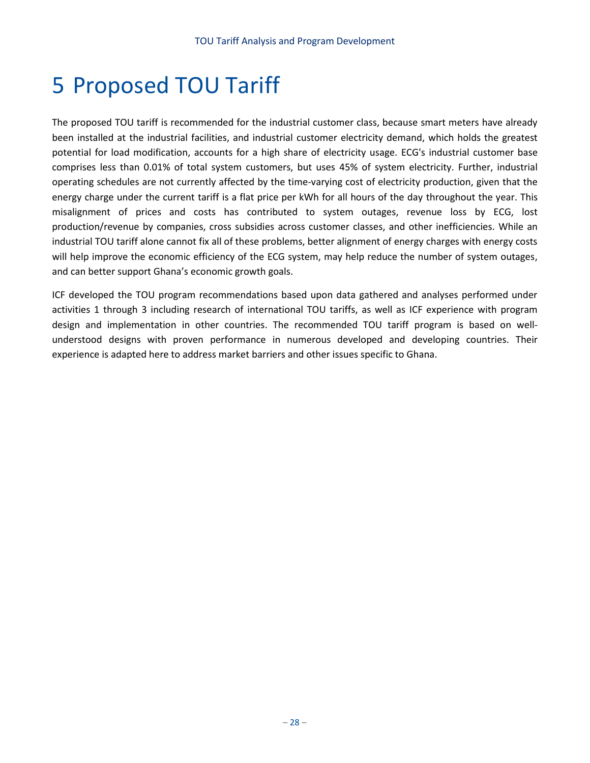# 5 Proposed TOU Tariff

The proposed TOU tariff is recommended for the industrial customer class, because smart meters have already been installed at the industrial facilities, and industrial customer electricity demand, which holds the greatest potential for load modification, accounts for a high share of electricity usage. ECG's industrial customer base comprises less than 0.01% of total system customers, but uses 45% of system electricity. Further, industrial operating schedules are not currently affected by the time-varying cost of electricity production, given that the energy charge under the current tariff is a flat price per kWh for all hours of the day throughout the year. This misalignment of prices and costs has contributed to system outages, revenue loss by ECG, lost production/revenue by companies, cross subsidies across customer classes, and other inefficiencies. While an industrial TOU tariff alone cannot fix all of these problems, better alignment of energy charges with energy costs will help improve the economic efficiency of the ECG system, may help reduce the number of system outages, and can better support Ghana's economic growth goals.

ICF developed the TOU program recommendations based upon data gathered and analyses performed under activities 1 through 3 including research of international TOU tariffs, as well as ICF experience with program design and implementation in other countries. The recommended TOU tariff program is based on well-understood designs with proven performance in numerous developed and developing countries. Their experience is adapted here to address market barriers and other issues specific to Ghana.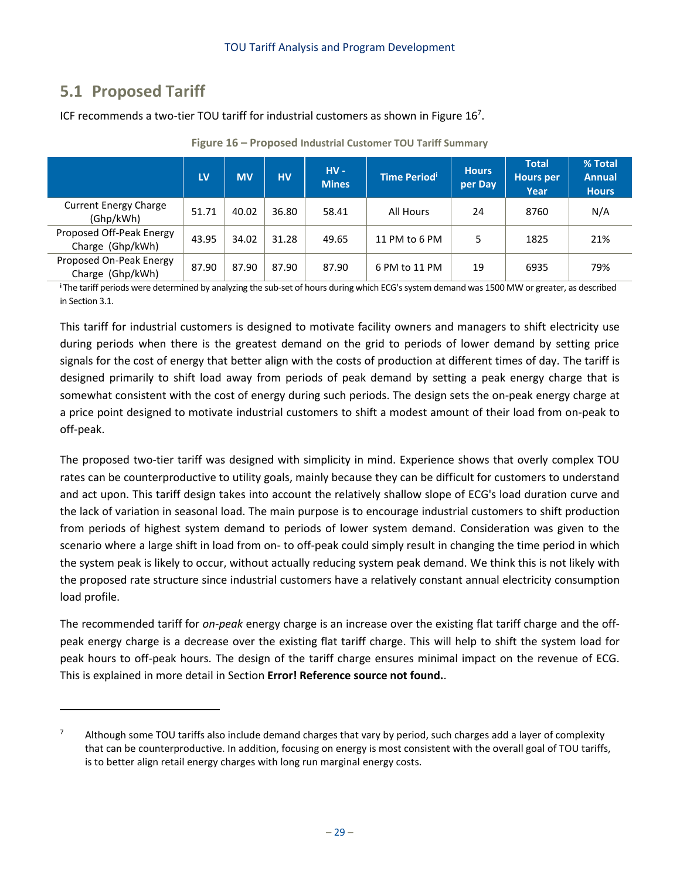## 5.1 Proposed Tariff

ICF recommends a two-tier TOU tariff for industrial customers as shown in Figure 16[7].

**Figure 16 – Proposed Industrial Customer TOU Tariff Summary**

| | LV | MV | HV | HV - Mines | Time Period[i] | Hours per Day | Total Hours per Year | % Total Annual Hours |
|---|---|---|---|---|---|---|---|---|
| Current Energy Charge (Ghp/kWh) | 51.71 | 40.02 | 36.80 | 58.41 | All Hours | 24 | 8760 | N/A |
| Proposed Off-Peak Energy Charge (Ghp/kWh) | 43.95 | 34.02 | 31.28 | 49.65 | 11 PM to 6 PM | 5 | 1825 | 21% |
| Proposed On-Peak Energy Charge (Ghp/kWh) | 87.90 | 87.90 | 87.90 | 87.90 | 6 PM to 11 PM | 19 | 6935 | 79% |

[i] The tariff periods were determined by analyzing the sub-set of hours during which ECG's system demand was 1500 MW or greater, as described in Section 3.1.

This tariff for industrial customers is designed to motivate facility owners and managers to shift electricity use during periods when there is the greatest demand on the grid to periods of lower demand by setting price signals for the cost of energy that better align with the costs of production at different times of day. The tariff is designed primarily to shift load away from periods of peak demand by setting a peak energy charge that is somewhat consistent with the cost of energy during such periods. The design sets the on-peak energy charge at a price point designed to motivate industrial customers to shift a modest amount of their load from on-peak to off-peak.

The proposed two-tier tariff was designed with simplicity in mind. Experience shows that overly complex TOU rates can be counterproductive to utility goals, mainly because they can be difficult for customers to understand and act upon. This tariff design takes into account the relatively shallow slope of ECG's load duration curve and the lack of variation in seasonal load. The main purpose is to encourage industrial customers to shift production from periods of highest system demand to periods of lower system demand. Consideration was given to the scenario where a large shift in load from on- to off-peak could simply result in changing the time period in which the system peak is likely to occur, without actually reducing system peak demand. We think this is not likely with the proposed rate structure since industrial customers have a relatively constant annual electricity consumption load profile.

The recommended tariff for *on-peak* energy charge is an increase over the existing flat tariff charge and the off-peak energy charge is a decrease over the existing flat tariff charge. This will help to shift the system load for peak hours to off-peak hours. The design of the tariff charge ensures minimal impact on the revenue of ECG. This is explained in more detail in Section **Error! Reference source not found.**.

---

[7] Although some TOU tariffs also include demand charges that vary by period, such charges add a layer of complexity that can be counterproductive. In addition, focusing on energy is most consistent with the overall goal of TOU tariffs, is to better align retail energy charges with long run marginal energy costs.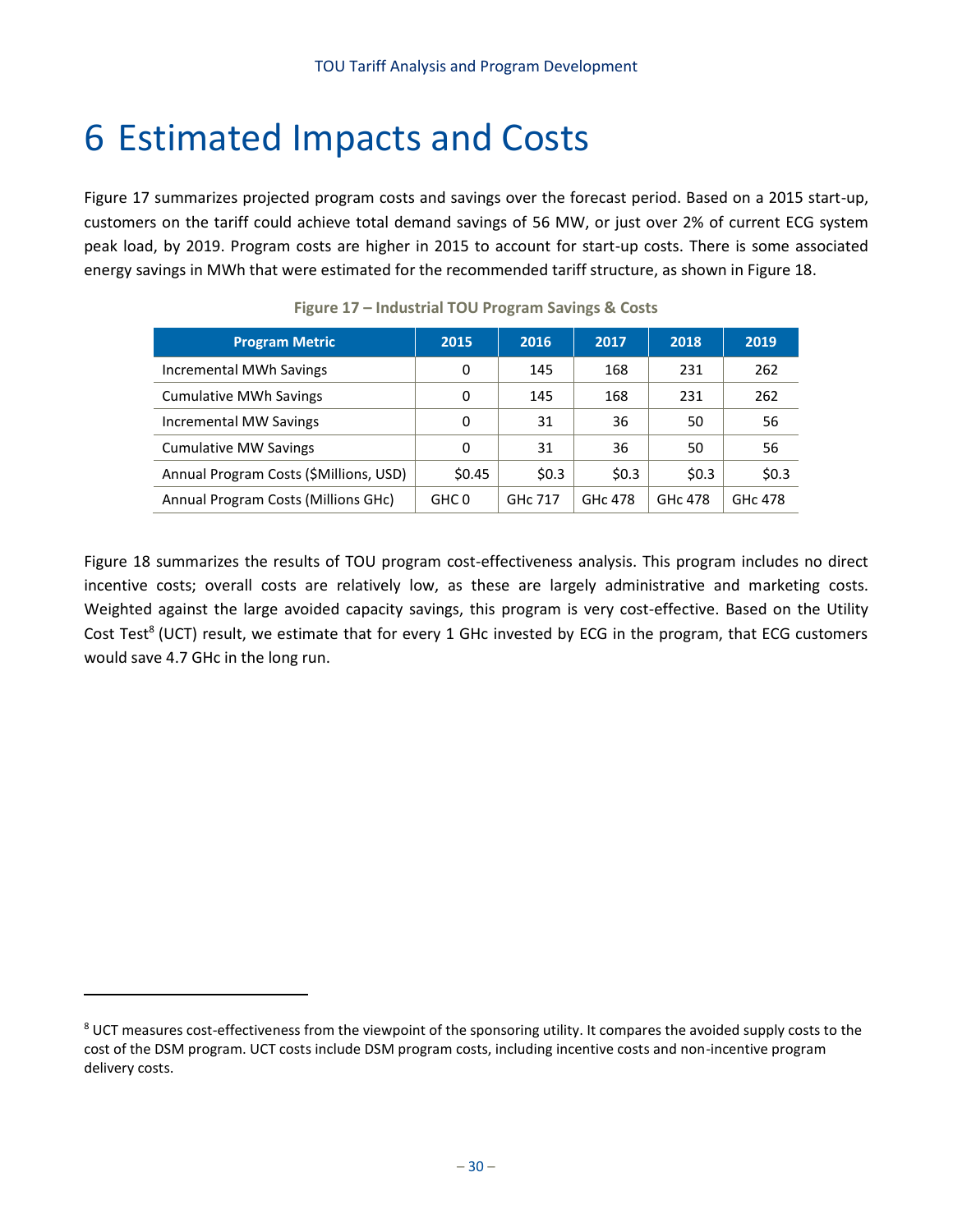# 6 Estimated Impacts and Costs

Figure 17 summarizes projected program costs and savings over the forecast period. Based on a 2015 start-up, customers on the tariff could achieve total demand savings of 56 MW, or just over 2% of current ECG system peak load, by 2019. Program costs are higher in 2015 to account for start-up costs. There is some associated energy savings in MWh that were estimated for the recommended tariff structure, as shown in Figure 18.

**Figure 17 – Industrial TOU Program Savings & Costs**

| Program Metric | 2015 | 2016 | 2017 | 2018 | 2019 |
|---|---|---|---|---|---|
| Incremental MWh Savings | 0 | 145 | 168 | 231 | 262 |
| Cumulative MWh Savings | 0 | 145 | 168 | 231 | 262 |
| Incremental MW Savings | 0 | 31 | 36 | 50 | 56 |
| Cumulative MW Savings | 0 | 31 | 36 | 50 | 56 |
| Annual Program Costs ($Millions, USD) | $0.45 | $0.3 | $0.3 | $0.3 | $0.3 |
| Annual Program Costs (Millions GHc) | GHC 0 | GHc 717 | GHc 478 | GHc 478 | GHc 478 |

Figure 18 summarizes the results of TOU program cost-effectiveness analysis. This program includes no direct incentive costs; overall costs are relatively low, as these are largely administrative and marketing costs. Weighted against the large avoided capacity savings, this program is very cost-effective. Based on the Utility Cost Test[8] (UCT) result, we estimate that for every 1 GHc invested by ECG in the program, that ECG customers would save 4.7 GHc in the long run.

[8] UCT measures cost-effectiveness from the viewpoint of the sponsoring utility. It compares the avoided supply costs to the cost of the DSM program. UCT costs include DSM program costs, including incentive costs and non-incentive program delivery costs.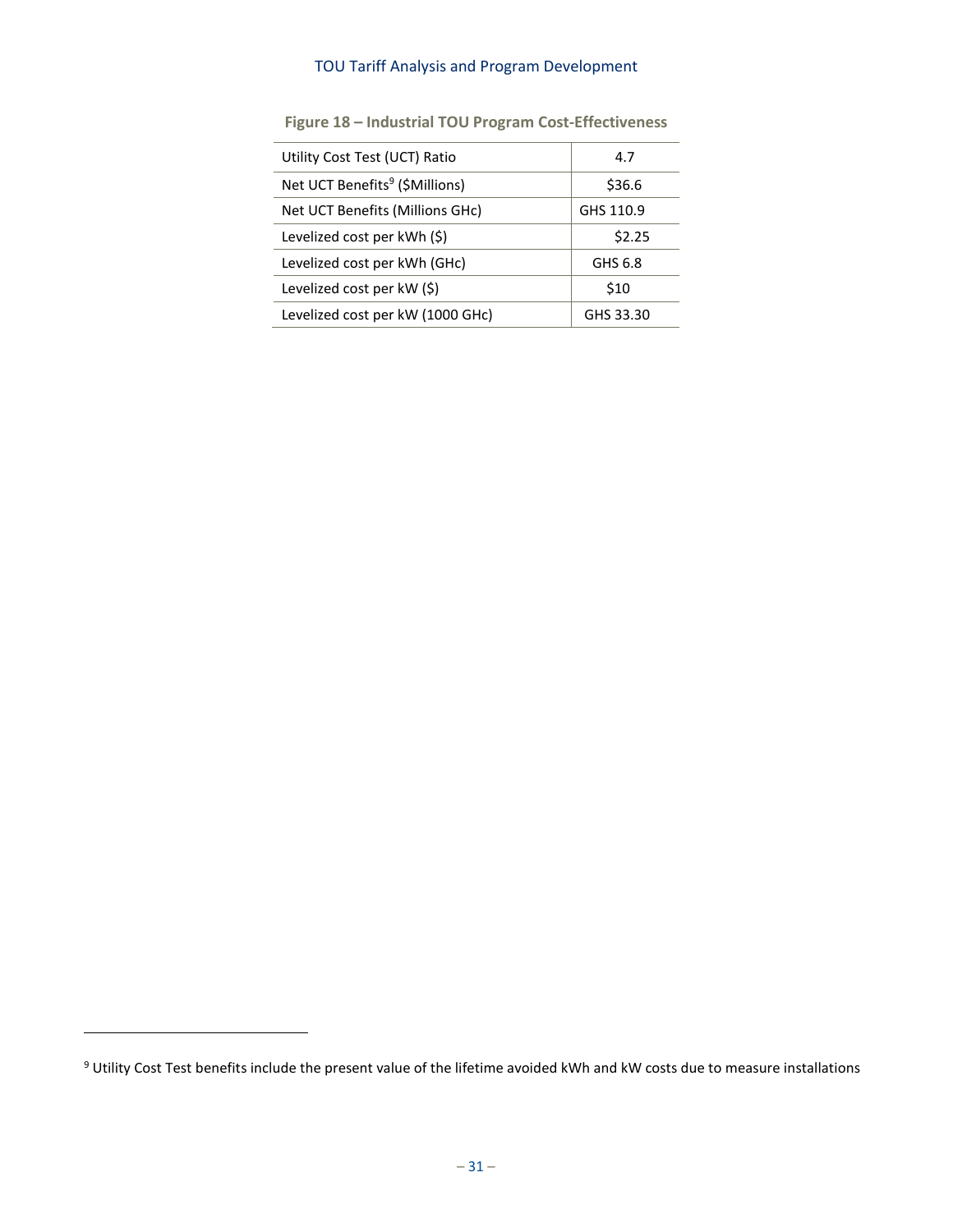**Figure 18 – Industrial TOU Program Cost-Effectiveness**

| | |
|---|---|
| Utility Cost Test (UCT) Ratio | 4.7 |
| Net UCT Benefits[9] ($Millions) | $36.6 |
| Net UCT Benefits (Millions GHc) | GHS 110.9 |
| Levelized cost per kWh ($) | $2.25 |
| Levelized cost per kWh (GHc) | GHS 6.8 |
| Levelized cost per kW ($) | $10 |
| Levelized cost per kW (1000 GHc) | GHS 33.30 |

[9] Utility Cost Test benefits include the present value of the lifetime avoided kWh and kW costs due to measure installations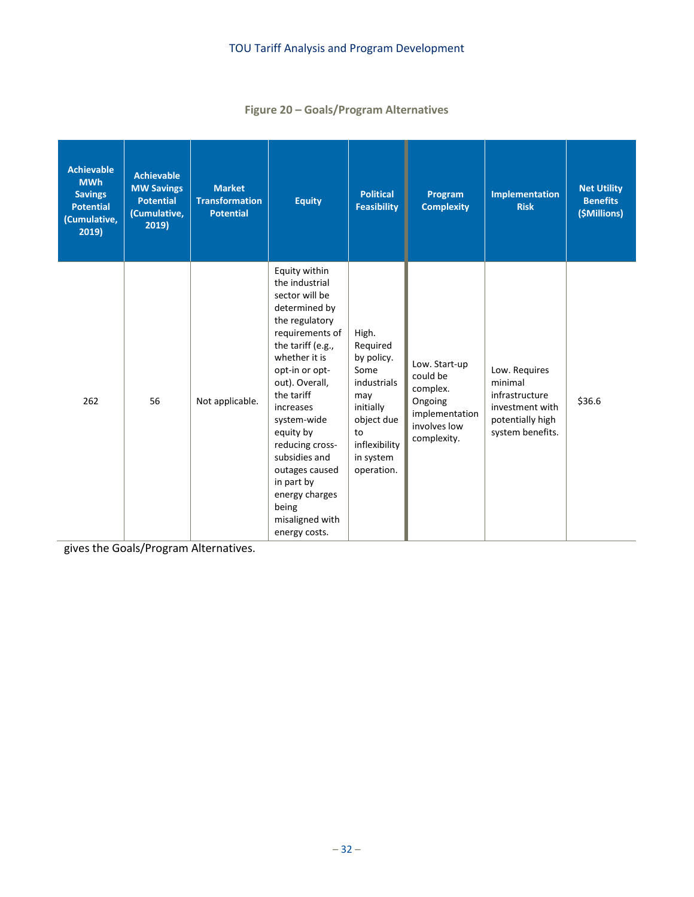**Figure 20 – Goals/Program Alternatives**

| Achievable MWh Savings Potential (Cumulative, 2019) | Achievable MW Savings Potential (Cumulative, 2019) | Market Transformation Potential | Equity | Political Feasibility | Program Complexity | Implementation Risk | Net Utility Benefits ($Millions) |
|---|---|---|---|---|---|---|---|
| 262 | 56 | Not applicable. | Equity within the industrial sector will be determined by the regulatory requirements of the tariff (e.g., whether it is opt-in or opt-out). Overall, the tariff increases system-wide equity by reducing cross-subsidies and outages caused in part by energy charges being misaligned with energy costs. | High. Required by policy. Some industrials may initially object due to inflexibility in system operation. | Low. Start-up could be complex. Ongoing implementation involves low complexity. | Low. Requires minimal infrastructure investment with potentially high system benefits. | $36.6 |

gives the Goals/Program Alternatives.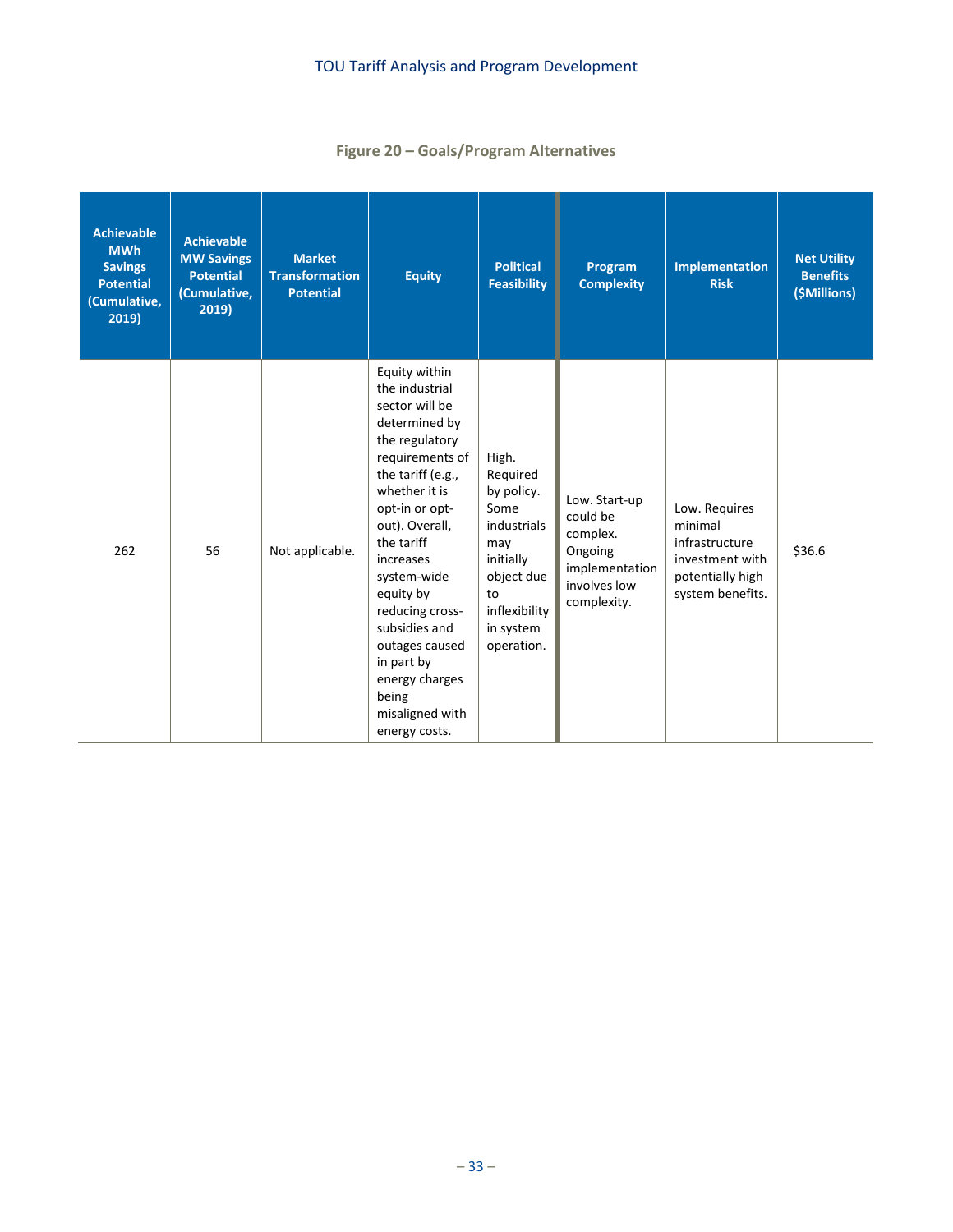**Figure 20 – Goals/Program Alternatives**

| Achievable MWh Savings Potential (Cumulative, 2019) | Achievable MW Savings Potential (Cumulative, 2019) | Market Transformation Potential | Equity | Political Feasibility | Program Complexity | Implementation Risk | Net Utility Benefits ($Millions) |
|---|---|---|---|---|---|---|---|
| 262 | 56 | Not applicable. | Equity within the industrial sector will be determined by the regulatory requirements of the tariff (e.g., whether it is opt-in or opt-out). Overall, the tariff increases system-wide equity by reducing cross-subsidies and outages caused in part by energy charges being misaligned with energy costs. | High. Required by policy. Some industrials may initially object due to inflexibility in system operation. | Low. Start-up could be complex. Ongoing implementation involves low complexity. | Low. Requires minimal infrastructure investment with potentially high system benefits. | $36.6 |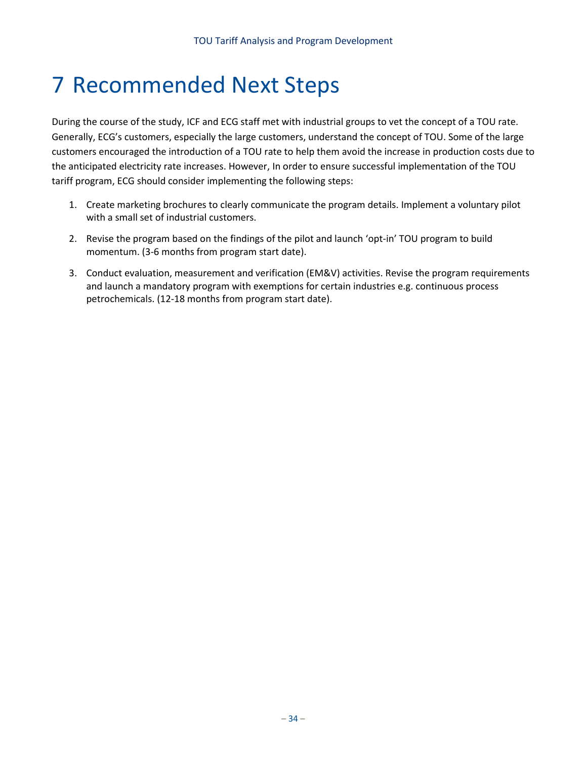# 7 Recommended Next Steps

During the course of the study, ICF and ECG staff met with industrial groups to vet the concept of a TOU rate. Generally, ECG's customers, especially the large customers, understand the concept of TOU. Some of the large customers encouraged the introduction of a TOU rate to help them avoid the increase in production costs due to the anticipated electricity rate increases. However, In order to ensure successful implementation of the TOU tariff program, ECG should consider implementing the following steps:

1. Create marketing brochures to clearly communicate the program details. Implement a voluntary pilot with a small set of industrial customers.
2. Revise the program based on the findings of the pilot and launch 'opt-in' TOU program to build momentum. (3-6 months from program start date).
3. Conduct evaluation, measurement and verification (EM&V) activities. Revise the program requirements and launch a mandatory program with exemptions for certain industries e.g. continuous process petrochemicals. (12-18 months from program start date).